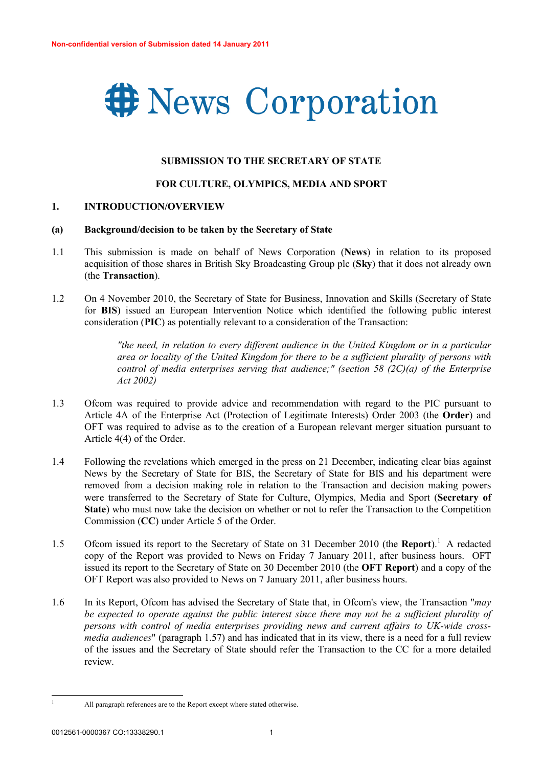Non-confidential version of Submission dated 14 January 2011

# News Corporation

## SUBMISSION TO THE SECRETARY OF STATE

## FOR CULTURE, OLYMPICS, MEDIA AND SPORT

## 1. INTRODUCTION/OVERVIEW

### (a) Background/decision to be taken by the Secretary of State

1.1 This submission is made on behalf of News Corporation (**News**) in relation to its proposed acquisition of those shares in British Sky Broadcasting Group plc (**Sky**) that it does not already own (the **Transaction**).

1.2 On 4 November 2010, the Secretary of State for Business, Innovation and Skills (Secretary of State for **BIS**) issued an European Intervention Notice which identified the following public interest consideration (**PIC**) as potentially relevant to a consideration of the Transaction:

> *"the need, in relation to every different audience in the United Kingdom or in a particular area or locality of the United Kingdom for there to be a sufficient plurality of persons with control of media enterprises serving that audience;" (section 58 (2C)(a) of the Enterprise Act 2002)*

1.3 Ofcom was required to provide advice and recommendation with regard to the PIC pursuant to Article 4A of the Enterprise Act (Protection of Legitimate Interests) Order 2003 (the **Order**) and OFT was required to advise as to the creation of a European relevant merger situation pursuant to Article 4(4) of the Order.

1.4 Following the revelations which emerged in the press on 21 December, indicating clear bias against News by the Secretary of State for BIS, the Secretary of State for BIS and his department were removed from a decision making role in relation to the Transaction and decision making powers were transferred to the Secretary of State for Culture, Olympics, Media and Sport (**Secretary of State**) who must now take the decision on whether or not to refer the Transaction to the Competition Commission (**CC**) under Article 5 of the Order.

1.5 Ofcom issued its report to the Secretary of State on 31 December 2010 (the **Report**).[1] A redacted copy of the Report was provided to News on Friday 7 January 2011, after business hours. OFT issued its report to the Secretary of State on 30 December 2010 (the **OFT Report**) and a copy of the OFT Report was also provided to News on 7 January 2011, after business hours.

1.6 In its Report, Ofcom has advised the Secretary of State that, in Ofcom's view, the Transaction "*may be expected to operate against the public interest since there may not be a sufficient plurality of persons with control of media enterprises providing news and current affairs to UK-wide cross-media audiences*" (paragraph 1.57) and has indicated that in its view, there is a need for a full review of the issues and the Secretary of State should refer the Transaction to the CC for a more detailed review.

[1] All paragraph references are to the Report except where stated otherwise.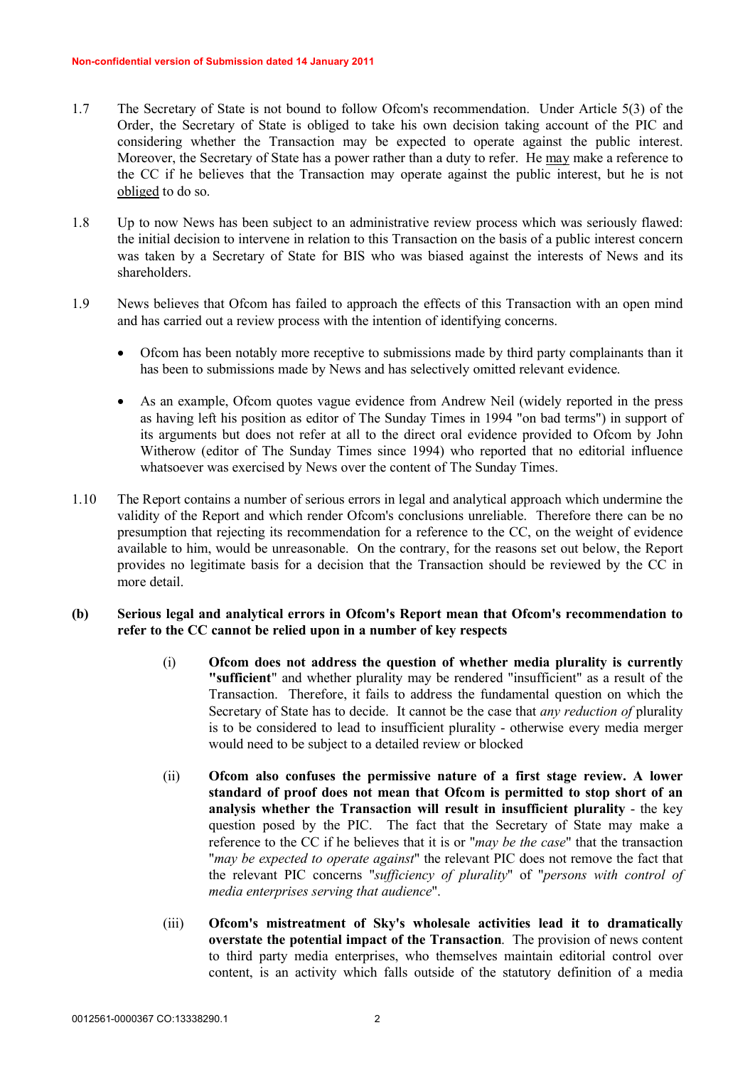1.7 The Secretary of State is not bound to follow Ofcom's recommendation. Under Article 5(3) of the Order, the Secretary of State is obliged to take his own decision taking account of the PIC and considering whether the Transaction may be expected to operate against the public interest. Moreover, the Secretary of State has a power rather than a duty to refer. He may make a reference to the CC if he believes that the Transaction may operate against the public interest, but he is not obliged to do so.

1.8 Up to now News has been subject to an administrative review process which was seriously flawed: the initial decision to intervene in relation to this Transaction on the basis of a public interest concern was taken by a Secretary of State for BIS who was biased against the interests of News and its shareholders.

1.9 News believes that Ofcom has failed to approach the effects of this Transaction with an open mind and has carried out a review process with the intention of identifying concerns.

- Ofcom has been notably more receptive to submissions made by third party complainants than it has been to submissions made by News and has selectively omitted relevant evidence.
- As an example, Ofcom quotes vague evidence from Andrew Neil (widely reported in the press as having left his position as editor of The Sunday Times in 1994 "on bad terms") in support of its arguments but does not refer at all to the direct oral evidence provided to Ofcom by John Witherow (editor of The Sunday Times since 1994) who reported that no editorial influence whatsoever was exercised by News over the content of The Sunday Times.

1.10 The Report contains a number of serious errors in legal and analytical approach which undermine the validity of the Report and which render Ofcom's conclusions unreliable. Therefore there can be no presumption that rejecting its recommendation for a reference to the CC, on the weight of evidence available to him, would be unreasonable. On the contrary, for the reasons set out below, the Report provides no legitimate basis for a decision that the Transaction should be reviewed by the CC in more detail.

**(b) Serious legal and analytical errors in Ofcom's Report mean that Ofcom's recommendation to refer to the CC cannot be relied upon in a number of key respects**

(i) **Ofcom does not address the question of whether media plurality is currently "sufficient"** and whether plurality may be rendered "insufficient" as a result of the Transaction. Therefore, it fails to address the fundamental question on which the Secretary of State has to decide. It cannot be the case that *any reduction of* plurality is to be considered to lead to insufficient plurality - otherwise every media merger would need to be subject to a detailed review or blocked

(ii) **Ofcom also confuses the permissive nature of a first stage review. A lower standard of proof does not mean that Ofcom is permitted to stop short of an analysis whether the Transaction will result in insufficient plurality** - the key question posed by the PIC. The fact that the Secretary of State may make a reference to the CC if he believes that it is or "*may be the case*" that the transaction "*may be expected to operate against*" the relevant PIC does not remove the fact that the relevant PIC concerns "*sufficiency of plurality*" of "*persons with control of media enterprises serving that audience*".

(iii) **Ofcom's mistreatment of Sky's wholesale activities lead it to dramatically overstate the potential impact of the Transaction**. The provision of news content to third party media enterprises, who themselves maintain editorial control over content, is an activity which falls outside of the statutory definition of a media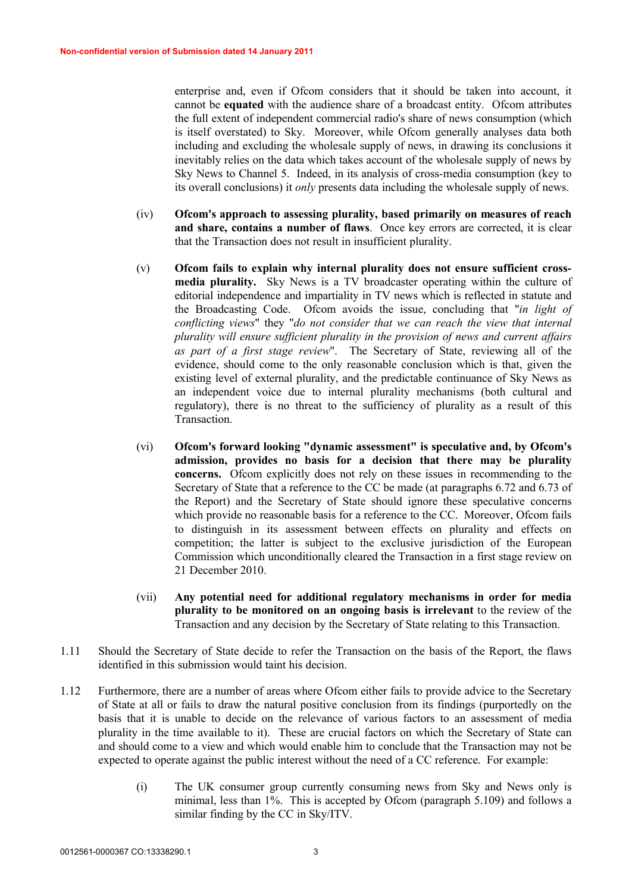enterprise and, even if Ofcom considers that it should be taken into account, it cannot be **equated** with the audience share of a broadcast entity. Ofcom attributes the full extent of independent commercial radio's share of news consumption (which is itself overstated) to Sky. Moreover, while Ofcom generally analyses data both including and excluding the wholesale supply of news, in drawing its conclusions it inevitably relies on the data which takes account of the wholesale supply of news by Sky News to Channel 5. Indeed, in its analysis of cross-media consumption (key to its overall conclusions) it *only* presents data including the wholesale supply of news.

(iv) **Ofcom's approach to assessing plurality, based primarily on measures of reach and share, contains a number of flaws**. Once key errors are corrected, it is clear that the Transaction does not result in insufficient plurality.

(v) **Ofcom fails to explain why internal plurality does not ensure sufficient cross-media plurality.** Sky News is a TV broadcaster operating within the culture of editorial independence and impartiality in TV news which is reflected in statute and the Broadcasting Code. Ofcom avoids the issue, concluding that "*in light of conflicting views*" they "*do not consider that we can reach the view that internal plurality will ensure sufficient plurality in the provision of news and current affairs as part of a first stage review*". The Secretary of State, reviewing all of the evidence, should come to the only reasonable conclusion which is that, given the existing level of external plurality, and the predictable continuance of Sky News as an independent voice due to internal plurality mechanisms (both cultural and regulatory), there is no threat to the sufficiency of plurality as a result of this Transaction.

(vi) **Ofcom's forward looking "dynamic assessment" is speculative and, by Ofcom's admission, provides no basis for a decision that there may be plurality concerns.** Ofcom explicitly does not rely on these issues in recommending to the Secretary of State that a reference to the CC be made (at paragraphs 6.72 and 6.73 of the Report) and the Secretary of State should ignore these speculative concerns which provide no reasonable basis for a reference to the CC. Moreover, Ofcom fails to distinguish in its assessment between effects on plurality and effects on competition; the latter is subject to the exclusive jurisdiction of the European Commission which unconditionally cleared the Transaction in a first stage review on 21 December 2010.

(vii) **Any potential need for additional regulatory mechanisms in order for media plurality to be monitored on an ongoing basis is irrelevant** to the review of the Transaction and any decision by the Secretary of State relating to this Transaction.

1.11 Should the Secretary of State decide to refer the Transaction on the basis of the Report, the flaws identified in this submission would taint his decision.

1.12 Furthermore, there are a number of areas where Ofcom either fails to provide advice to the Secretary of State at all or fails to draw the natural positive conclusion from its findings (purportedly on the basis that it is unable to decide on the relevance of various factors to an assessment of media plurality in the time available to it). These are crucial factors on which the Secretary of State can and should come to a view and which would enable him to conclude that the Transaction may not be expected to operate against the public interest without the need of a CC reference. For example:

(i) The UK consumer group currently consuming news from Sky and News only is minimal, less than 1%. This is accepted by Ofcom (paragraph 5.109) and follows a similar finding by the CC in Sky/ITV.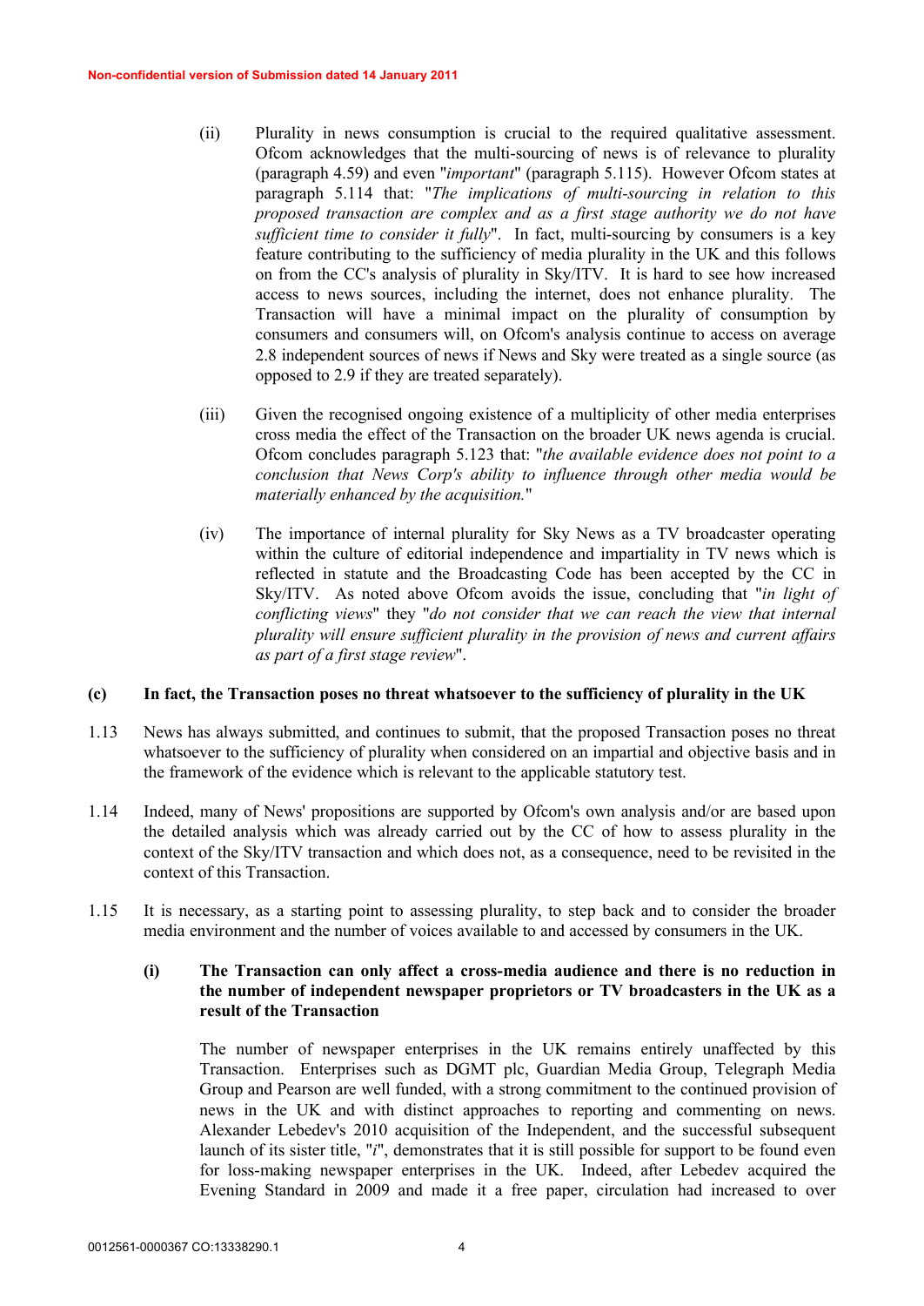(ii) Plurality in news consumption is crucial to the required qualitative assessment. Ofcom acknowledges that the multi-sourcing of news is of relevance to plurality (paragraph 4.59) and even "*important*" (paragraph 5.115). However Ofcom states at paragraph 5.114 that: "*The implications of multi-sourcing in relation to this proposed transaction are complex and as a first stage authority we do not have sufficient time to consider it fully*". In fact, multi-sourcing by consumers is a key feature contributing to the sufficiency of media plurality in the UK and this follows on from the CC's analysis of plurality in Sky/ITV. It is hard to see how increased access to news sources, including the internet, does not enhance plurality. The Transaction will have a minimal impact on the plurality of consumption by consumers and consumers will, on Ofcom's analysis continue to access on average 2.8 independent sources of news if News and Sky were treated as a single source (as opposed to 2.9 if they are treated separately).

(iii) Given the recognised ongoing existence of a multiplicity of other media enterprises cross media the effect of the Transaction on the broader UK news agenda is crucial. Ofcom concludes paragraph 5.123 that: "*the available evidence does not point to a conclusion that News Corp's ability to influence through other media would be materially enhanced by the acquisition.*"

(iv) The importance of internal plurality for Sky News as a TV broadcaster operating within the culture of editorial independence and impartiality in TV news which is reflected in statute and the Broadcasting Code has been accepted by the CC in Sky/ITV. As noted above Ofcom avoids the issue, concluding that "*in light of conflicting views*" they "*do not consider that we can reach the view that internal plurality will ensure sufficient plurality in the provision of news and current affairs as part of a first stage review*".

### (c) In fact, the Transaction poses no threat whatsoever to the sufficiency of plurality in the UK

1.13 News has always submitted, and continues to submit, that the proposed Transaction poses no threat whatsoever to the sufficiency of plurality when considered on an impartial and objective basis and in the framework of the evidence which is relevant to the applicable statutory test.

1.14 Indeed, many of News' propositions are supported by Ofcom's own analysis and/or are based upon the detailed analysis which was already carried out by the CC of how to assess plurality in the context of the Sky/ITV transaction and which does not, as a consequence, need to be revisited in the context of this Transaction.

1.15 It is necessary, as a starting point to assessing plurality, to step back and to consider the broader media environment and the number of voices available to and accessed by consumers in the UK.

#### (i) The Transaction can only affect a cross-media audience and there is no reduction in the number of independent newspaper proprietors or TV broadcasters in the UK as a result of the Transaction

The number of newspaper enterprises in the UK remains entirely unaffected by this Transaction. Enterprises such as DGMT plc, Guardian Media Group, Telegraph Media Group and Pearson are well funded, with a strong commitment to the continued provision of news in the UK and with distinct approaches to reporting and commenting on news. Alexander Lebedev's 2010 acquisition of the Independent, and the successful subsequent launch of its sister title, "*i*", demonstrates that it is still possible for support to be found even for loss-making newspaper enterprises in the UK. Indeed, after Lebedev acquired the Evening Standard in 2009 and made it a free paper, circulation had increased to over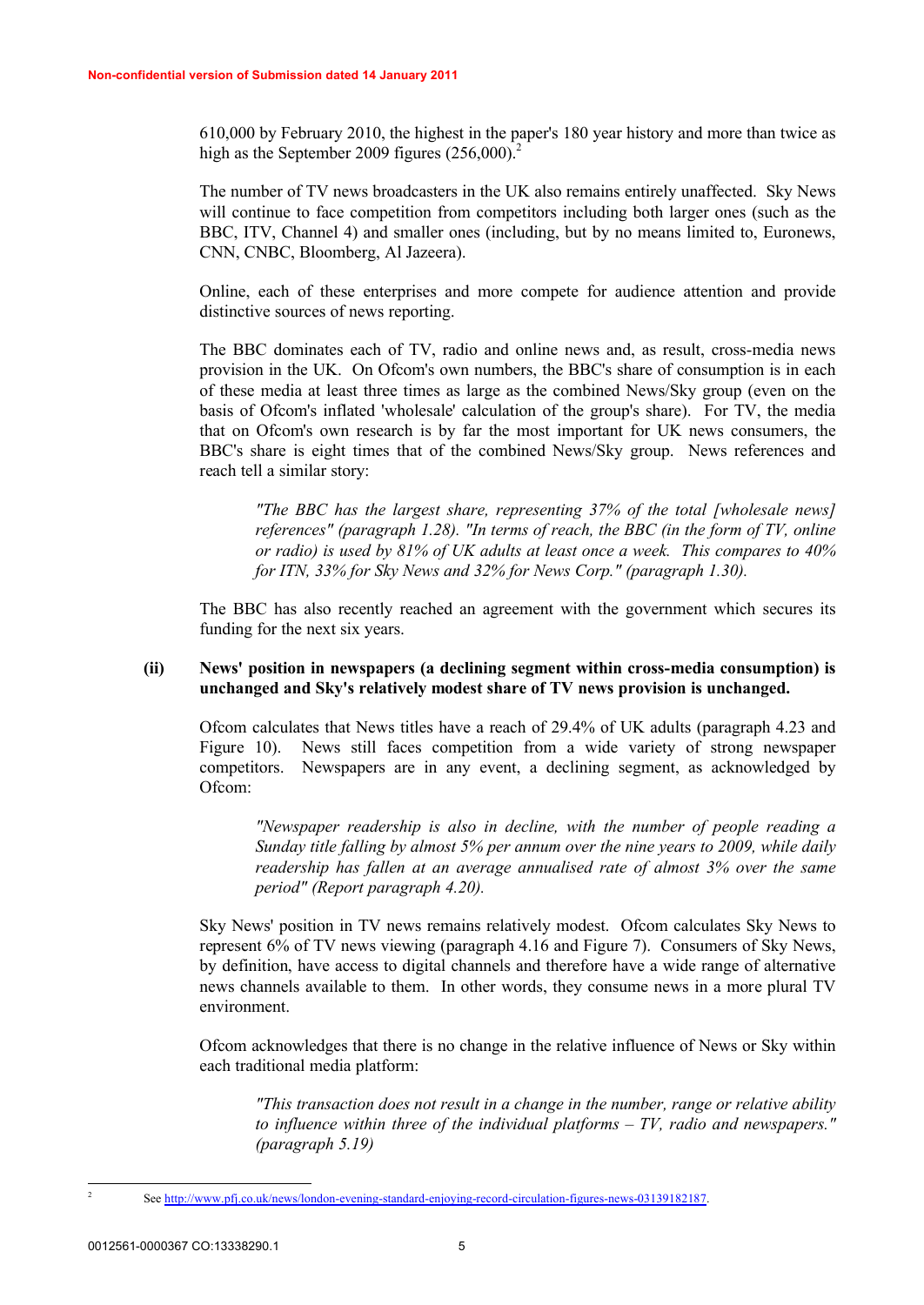610,000 by February 2010, the highest in the paper's 180 year history and more than twice as high as the September 2009 figures (256,000).[2]

The number of TV news broadcasters in the UK also remains entirely unaffected. Sky News will continue to face competition from competitors including both larger ones (such as the BBC, ITV, Channel 4) and smaller ones (including, but by no means limited to, Euronews, CNN, CNBC, Bloomberg, Al Jazeera).

Online, each of these enterprises and more compete for audience attention and provide distinctive sources of news reporting.

The BBC dominates each of TV, radio and online news and, as result, cross-media news provision in the UK. On Ofcom's own numbers, the BBC's share of consumption is in each of these media at least three times as large as the combined News/Sky group (even on the basis of Ofcom's inflated 'wholesale' calculation of the group's share). For TV, the media that on Ofcom's own research is by far the most important for UK news consumers, the BBC's share is eight times that of the combined News/Sky group. News references and reach tell a similar story:

> *"The BBC has the largest share, representing 37% of the total [wholesale news] references" (paragraph 1.28). "In terms of reach, the BBC (in the form of TV, online or radio) is used by 81% of UK adults at least once a week. This compares to 40% for ITN, 33% for Sky News and 32% for News Corp." (paragraph 1.30).*

The BBC has also recently reached an agreement with the government which secures its funding for the next six years.

**(ii) News' position in newspapers (a declining segment within cross-media consumption) is unchanged and Sky's relatively modest share of TV news provision is unchanged.**

Ofcom calculates that News titles have a reach of 29.4% of UK adults (paragraph 4.23 and Figure 10). News still faces competition from a wide variety of strong newspaper competitors. Newspapers are in any event, a declining segment, as acknowledged by Ofcom:

> *"Newspaper readership is also in decline, with the number of people reading a Sunday title falling by almost 5% per annum over the nine years to 2009, while daily readership has fallen at an average annualised rate of almost 3% over the same period" (Report paragraph 4.20).*

Sky News' position in TV news remains relatively modest. Ofcom calculates Sky News to represent 6% of TV news viewing (paragraph 4.16 and Figure 7). Consumers of Sky News, by definition, have access to digital channels and therefore have a wide range of alternative news channels available to them. In other words, they consume news in a more plural TV environment.

Ofcom acknowledges that there is no change in the relative influence of News or Sky within each traditional media platform:

> *"This transaction does not result in a change in the number, range or relative ability to influence within three of the individual platforms – TV, radio and newspapers." (paragraph 5.19)*

---

[2] See http://www.pfj.co.uk/news/london-evening-standard-enjoying-record-circulation-figures-news-03139182187.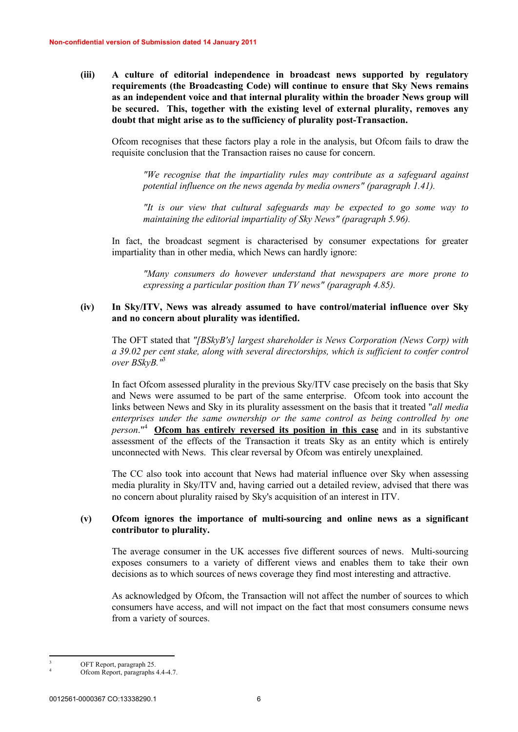**(iii) A culture of editorial independence in broadcast news supported by regulatory requirements (the Broadcasting Code) will continue to ensure that Sky News remains as an independent voice and that internal plurality within the broader News group will be secured. This, together with the existing level of external plurality, removes any doubt that might arise as to the sufficiency of plurality post-Transaction.**

Ofcom recognises that these factors play a role in the analysis, but Ofcom fails to draw the requisite conclusion that the Transaction raises no cause for concern.

> *"We recognise that the impartiality rules may contribute as a safeguard against potential influence on the news agenda by media owners" (paragraph 1.41).*

> *"It is our view that cultural safeguards may be expected to go some way to maintaining the editorial impartiality of Sky News" (paragraph 5.96).*

In fact, the broadcast segment is characterised by consumer expectations for greater impartiality than in other media, which News can hardly ignore:

> *"Many consumers do however understand that newspapers are more prone to expressing a particular position than TV news" (paragraph 4.85).*

**(iv) In Sky/ITV, News was already assumed to have control/material influence over Sky and no concern about plurality was identified.**

The OFT stated that *"[BSkyB's] largest shareholder is News Corporation (News Corp) with a 39.02 per cent stake, along with several directorships, which is sufficient to confer control over BSkyB."*[3]

In fact Ofcom assessed plurality in the previous Sky/ITV case precisely on the basis that Sky and News were assumed to be part of the same enterprise. Ofcom took into account the links between News and Sky in its plurality assessment on the basis that it treated "*all media enterprises under the same ownership or the same control as being controlled by one person*."[4] **<u>Ofcom has entirely reversed its position in this case</u>** and in its substantive assessment of the effects of the Transaction it treats Sky as an entity which is entirely unconnected with News. This clear reversal by Ofcom was entirely unexplained.

The CC also took into account that News had material influence over Sky when assessing media plurality in Sky/ITV and, having carried out a detailed review, advised that there was no concern about plurality raised by Sky's acquisition of an interest in ITV.

**(v) Ofcom ignores the importance of multi-sourcing and online news as a significant contributor to plurality.**

The average consumer in the UK accesses five different sources of news. Multi-sourcing exposes consumers to a variety of different views and enables them to take their own decisions as to which sources of news coverage they find most interesting and attractive.

As acknowledged by Ofcom, the Transaction will not affect the number of sources to which consumers have access, and will not impact on the fact that most consumers consume news from a variety of sources.

---

[3] OFT Report, paragraph 25.

[4] Ofcom Report, paragraphs 4.4-4.7.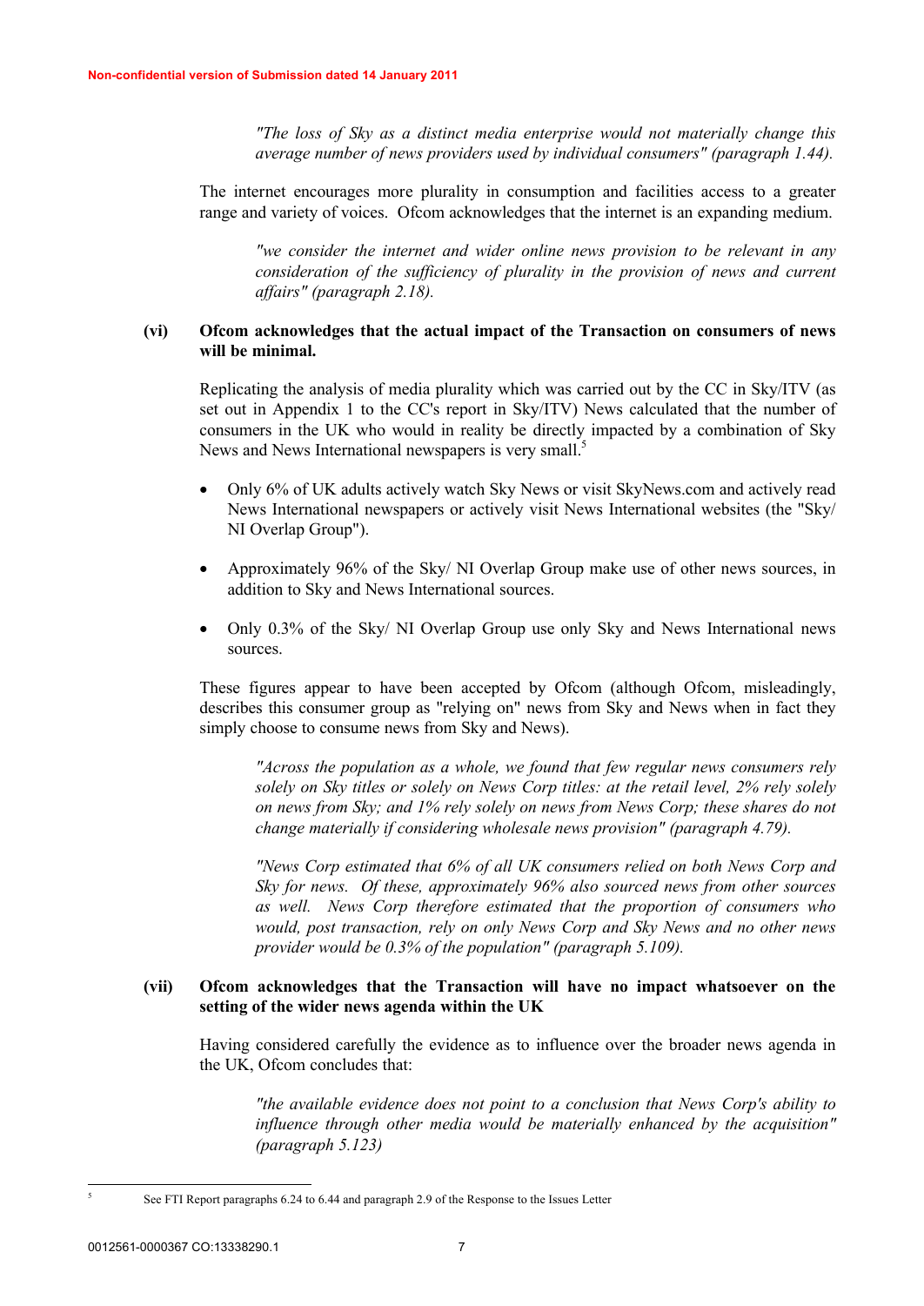*"The loss of Sky as a distinct media enterprise would not materially change this average number of news providers used by individual consumers" (paragraph 1.44).*

The internet encourages more plurality in consumption and facilities access to a greater range and variety of voices. Ofcom acknowledges that the internet is an expanding medium.

*"we consider the internet and wider online news provision to be relevant in any consideration of the sufficiency of plurality in the provision of news and current affairs" (paragraph 2.18).*

**(vi) Ofcom acknowledges that the actual impact of the Transaction on consumers of news will be minimal.**

Replicating the analysis of media plurality which was carried out by the CC in Sky/ITV (as set out in Appendix 1 to the CC's report in Sky/ITV) News calculated that the number of consumers in the UK who would in reality be directly impacted by a combination of Sky News and News International newspapers is very small.[5]

- Only 6% of UK adults actively watch Sky News or visit SkyNews.com and actively read News International newspapers or actively visit News International websites (the "Sky/ NI Overlap Group").
- Approximately 96% of the Sky/ NI Overlap Group make use of other news sources, in addition to Sky and News International sources.
- Only 0.3% of the Sky/ NI Overlap Group use only Sky and News International news sources.

These figures appear to have been accepted by Ofcom (although Ofcom, misleadingly, describes this consumer group as "relying on" news from Sky and News when in fact they simply choose to consume news from Sky and News).

*"Across the population as a whole, we found that few regular news consumers rely solely on Sky titles or solely on News Corp titles: at the retail level, 2% rely solely on news from Sky; and 1% rely solely on news from News Corp; these shares do not change materially if considering wholesale news provision" (paragraph 4.79).*

*"News Corp estimated that 6% of all UK consumers relied on both News Corp and Sky for news. Of these, approximately 96% also sourced news from other sources as well. News Corp therefore estimated that the proportion of consumers who would, post transaction, rely on only News Corp and Sky News and no other news provider would be 0.3% of the population" (paragraph 5.109).*

**(vii) Ofcom acknowledges that the Transaction will have no impact whatsoever on the setting of the wider news agenda within the UK**

Having considered carefully the evidence as to influence over the broader news agenda in the UK, Ofcom concludes that:

*"the available evidence does not point to a conclusion that News Corp's ability to influence through other media would be materially enhanced by the acquisition" (paragraph 5.123)*

[5] See FTI Report paragraphs 6.24 to 6.44 and paragraph 2.9 of the Response to the Issues Letter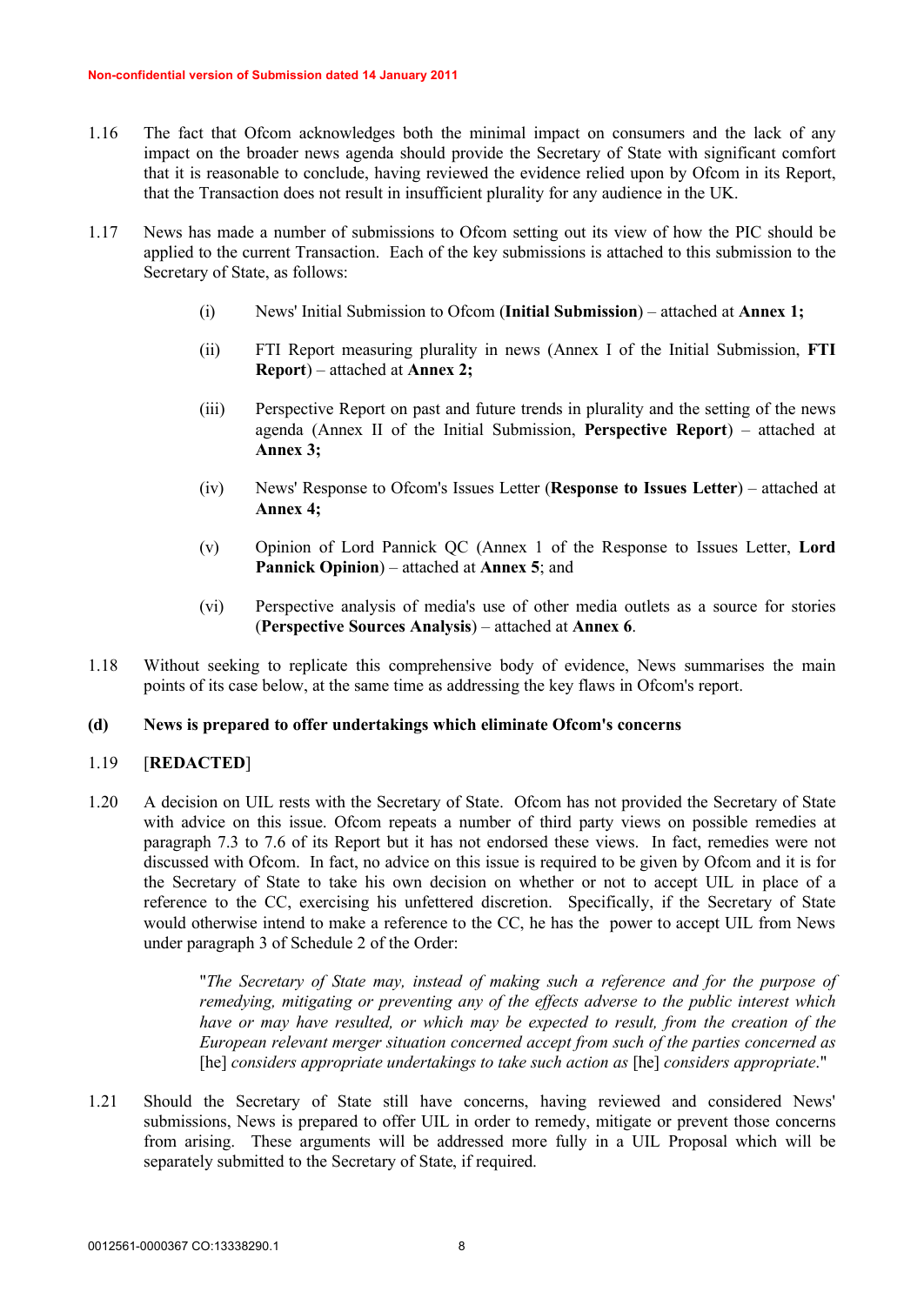1.16 The fact that Ofcom acknowledges both the minimal impact on consumers and the lack of any impact on the broader news agenda should provide the Secretary of State with significant comfort that it is reasonable to conclude, having reviewed the evidence relied upon by Ofcom in its Report, that the Transaction does not result in insufficient plurality for any audience in the UK.

1.17 News has made a number of submissions to Ofcom setting out its view of how the PIC should be applied to the current Transaction. Each of the key submissions is attached to this submission to the Secretary of State, as follows:

(i) News' Initial Submission to Ofcom (**Initial Submission**) – attached at **Annex 1;**

(ii) FTI Report measuring plurality in news (Annex I of the Initial Submission, **FTI Report**) – attached at **Annex 2;**

(iii) Perspective Report on past and future trends in plurality and the setting of the news agenda (Annex II of the Initial Submission, **Perspective Report**) – attached at **Annex 3;**

(iv) News' Response to Ofcom's Issues Letter (**Response to Issues Letter**) – attached at **Annex 4;**

(v) Opinion of Lord Pannick QC (Annex 1 of the Response to Issues Letter, **Lord Pannick Opinion**) – attached at **Annex 5**; and

(vi) Perspective analysis of media's use of other media outlets as a source for stories (**Perspective Sources Analysis**) – attached at **Annex 6**.

1.18 Without seeking to replicate this comprehensive body of evidence, News summarises the main points of its case below, at the same time as addressing the key flaws in Ofcom's report.

**(d) News is prepared to offer undertakings which eliminate Ofcom's concerns**

1.19 [**REDACTED**]

1.20 A decision on UIL rests with the Secretary of State. Ofcom has not provided the Secretary of State with advice on this issue. Ofcom repeats a number of third party views on possible remedies at paragraph 7.3 to 7.6 of its Report but it has not endorsed these views. In fact, remedies were not discussed with Ofcom. In fact, no advice on this issue is required to be given by Ofcom and it is for the Secretary of State to take his own decision on whether or not to accept UIL in place of a reference to the CC, exercising his unfettered discretion. Specifically, if the Secretary of State would otherwise intend to make a reference to the CC, he has the power to accept UIL from News under paragraph 3 of Schedule 2 of the Order:

> "*The Secretary of State may, instead of making such a reference and for the purpose of remedying, mitigating or preventing any of the effects adverse to the public interest which have or may have resulted, or which may be expected to result, from the creation of the European relevant merger situation concerned accept from such of the parties concerned as* [he] *considers appropriate undertakings to take such action as* [he] *considers appropriate*."

1.21 Should the Secretary of State still have concerns, having reviewed and considered News' submissions, News is prepared to offer UIL in order to remedy, mitigate or prevent those concerns from arising. These arguments will be addressed more fully in a UIL Proposal which will be separately submitted to the Secretary of State, if required.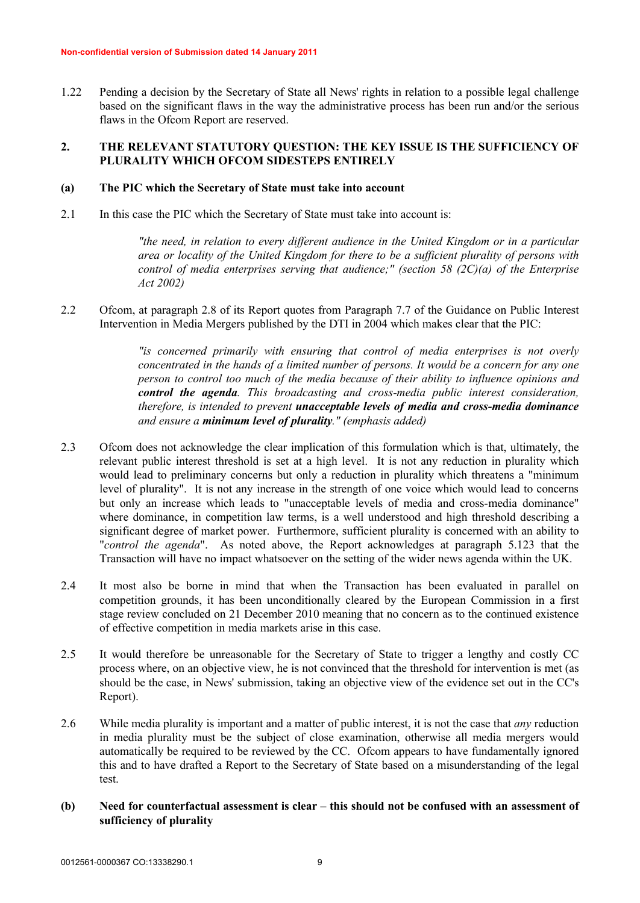1.22 Pending a decision by the Secretary of State all News' rights in relation to a possible legal challenge based on the significant flaws in the way the administrative process has been run and/or the serious flaws in the Ofcom Report are reserved.

## 2. THE RELEVANT STATUTORY QUESTION: THE KEY ISSUE IS THE SUFFICIENCY OF PLURALITY WHICH OFCOM SIDESTEPS ENTIRELY

### (a) The PIC which the Secretary of State must take into account

2.1 In this case the PIC which the Secretary of State must take into account is:

> *"the need, in relation to every different audience in the United Kingdom or in a particular area or locality of the United Kingdom for there to be a sufficient plurality of persons with control of media enterprises serving that audience;" (section 58 (2C)(a) of the Enterprise Act 2002)*

2.2 Ofcom, at paragraph 2.8 of its Report quotes from Paragraph 7.7 of the Guidance on Public Interest Intervention in Media Mergers published by the DTI in 2004 which makes clear that the PIC:

> *"is concerned primarily with ensuring that control of media enterprises is not overly concentrated in the hands of a limited number of persons. It would be a concern for any one person to control too much of the media because of their ability to influence opinions and **control the agenda**. This broadcasting and cross-media public interest consideration, therefore, is intended to prevent **unacceptable levels of media and cross-media dominance** and ensure a **minimum level of plurality**." (emphasis added)*

2.3 Ofcom does not acknowledge the clear implication of this formulation which is that, ultimately, the relevant public interest threshold is set at a high level. It is not any reduction in plurality which would lead to preliminary concerns but only a reduction in plurality which threatens a "minimum level of plurality". It is not any increase in the strength of one voice which would lead to concerns but only an increase which leads to "unacceptable levels of media and cross-media dominance" where dominance, in competition law terms, is a well understood and high threshold describing a significant degree of market power. Furthermore, sufficient plurality is concerned with an ability to "*control the agenda*". As noted above, the Report acknowledges at paragraph 5.123 that the Transaction will have no impact whatsoever on the setting of the wider news agenda within the UK.

2.4 It most also be borne in mind that when the Transaction has been evaluated in parallel on competition grounds, it has been unconditionally cleared by the European Commission in a first stage review concluded on 21 December 2010 meaning that no concern as to the continued existence of effective competition in media markets arise in this case.

2.5 It would therefore be unreasonable for the Secretary of State to trigger a lengthy and costly CC process where, on an objective view, he is not convinced that the threshold for intervention is met (as should be the case, in News' submission, taking an objective view of the evidence set out in the CC's Report).

2.6 While media plurality is important and a matter of public interest, it is not the case that *any* reduction in media plurality must be the subject of close examination, otherwise all media mergers would automatically be required to be reviewed by the CC. Ofcom appears to have fundamentally ignored this and to have drafted a Report to the Secretary of State based on a misunderstanding of the legal test.

### (b) Need for counterfactual assessment is clear – this should not be confused with an assessment of sufficiency of plurality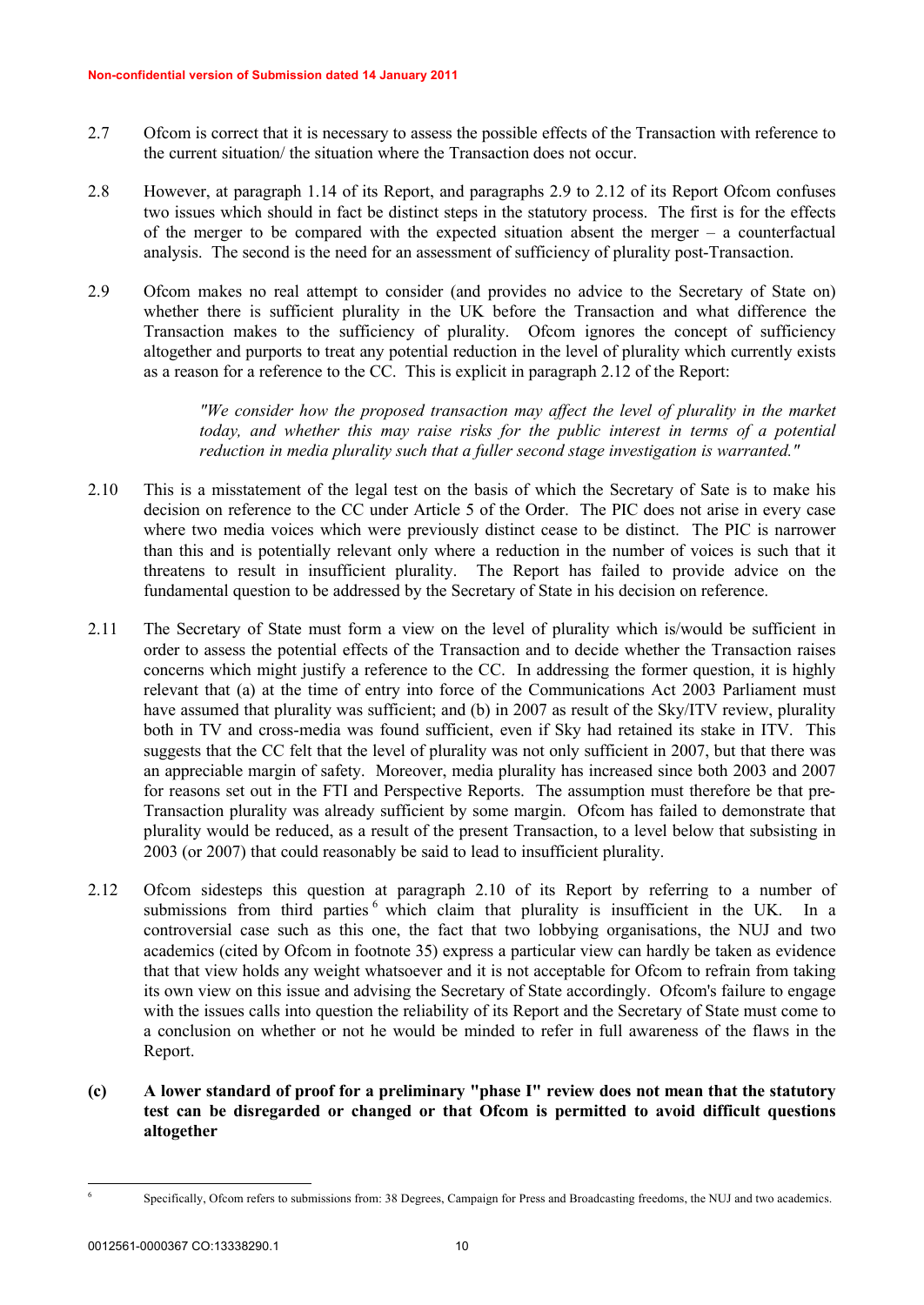2.7 Ofcom is correct that it is necessary to assess the possible effects of the Transaction with reference to the current situation/ the situation where the Transaction does not occur.

2.8 However, at paragraph 1.14 of its Report, and paragraphs 2.9 to 2.12 of its Report Ofcom confuses two issues which should in fact be distinct steps in the statutory process. The first is for the effects of the merger to be compared with the expected situation absent the merger – a counterfactual analysis. The second is the need for an assessment of sufficiency of plurality post-Transaction.

2.9 Ofcom makes no real attempt to consider (and provides no advice to the Secretary of State on) whether there is sufficient plurality in the UK before the Transaction and what difference the Transaction makes to the sufficiency of plurality. Ofcom ignores the concept of sufficiency altogether and purports to treat any potential reduction in the level of plurality which currently exists as a reason for a reference to the CC. This is explicit in paragraph 2.12 of the Report:

> *"We consider how the proposed transaction may affect the level of plurality in the market today, and whether this may raise risks for the public interest in terms of a potential reduction in media plurality such that a fuller second stage investigation is warranted."*

2.10 This is a misstatement of the legal test on the basis of which the Secretary of Sate is to make his decision on reference to the CC under Article 5 of the Order. The PIC does not arise in every case where two media voices which were previously distinct cease to be distinct. The PIC is narrower than this and is potentially relevant only where a reduction in the number of voices is such that it threatens to result in insufficient plurality. The Report has failed to provide advice on the fundamental question to be addressed by the Secretary of State in his decision on reference.

2.11 The Secretary of State must form a view on the level of plurality which is/would be sufficient in order to assess the potential effects of the Transaction and to decide whether the Transaction raises concerns which might justify a reference to the CC. In addressing the former question, it is highly relevant that (a) at the time of entry into force of the Communications Act 2003 Parliament must have assumed that plurality was sufficient; and (b) in 2007 as result of the Sky/ITV review, plurality both in TV and cross-media was found sufficient, even if Sky had retained its stake in ITV. This suggests that the CC felt that the level of plurality was not only sufficient in 2007, but that there was an appreciable margin of safety. Moreover, media plurality has increased since both 2003 and 2007 for reasons set out in the FTI and Perspective Reports. The assumption must therefore be that pre-Transaction plurality was already sufficient by some margin. Ofcom has failed to demonstrate that plurality would be reduced, as a result of the present Transaction, to a level below that subsisting in 2003 (or 2007) that could reasonably be said to lead to insufficient plurality.

2.12 Ofcom sidesteps this question at paragraph 2.10 of its Report by referring to a number of submissions from third parties [6] which claim that plurality is insufficient in the UK. In a controversial case such as this one, the fact that two lobbying organisations, the NUJ and two academics (cited by Ofcom in footnote 35) express a particular view can hardly be taken as evidence that that view holds any weight whatsoever and it is not acceptable for Ofcom to refrain from taking its own view on this issue and advising the Secretary of State accordingly. Ofcom's failure to engage with the issues calls into question the reliability of its Report and the Secretary of State must come to a conclusion on whether or not he would be minded to refer in full awareness of the flaws in the Report.

**(c) A lower standard of proof for a preliminary "phase I" review does not mean that the statutory test can be disregarded or changed or that Ofcom is permitted to avoid difficult questions altogether**

---

[6] Specifically, Ofcom refers to submissions from: 38 Degrees, Campaign for Press and Broadcasting freedoms, the NUJ and two academics.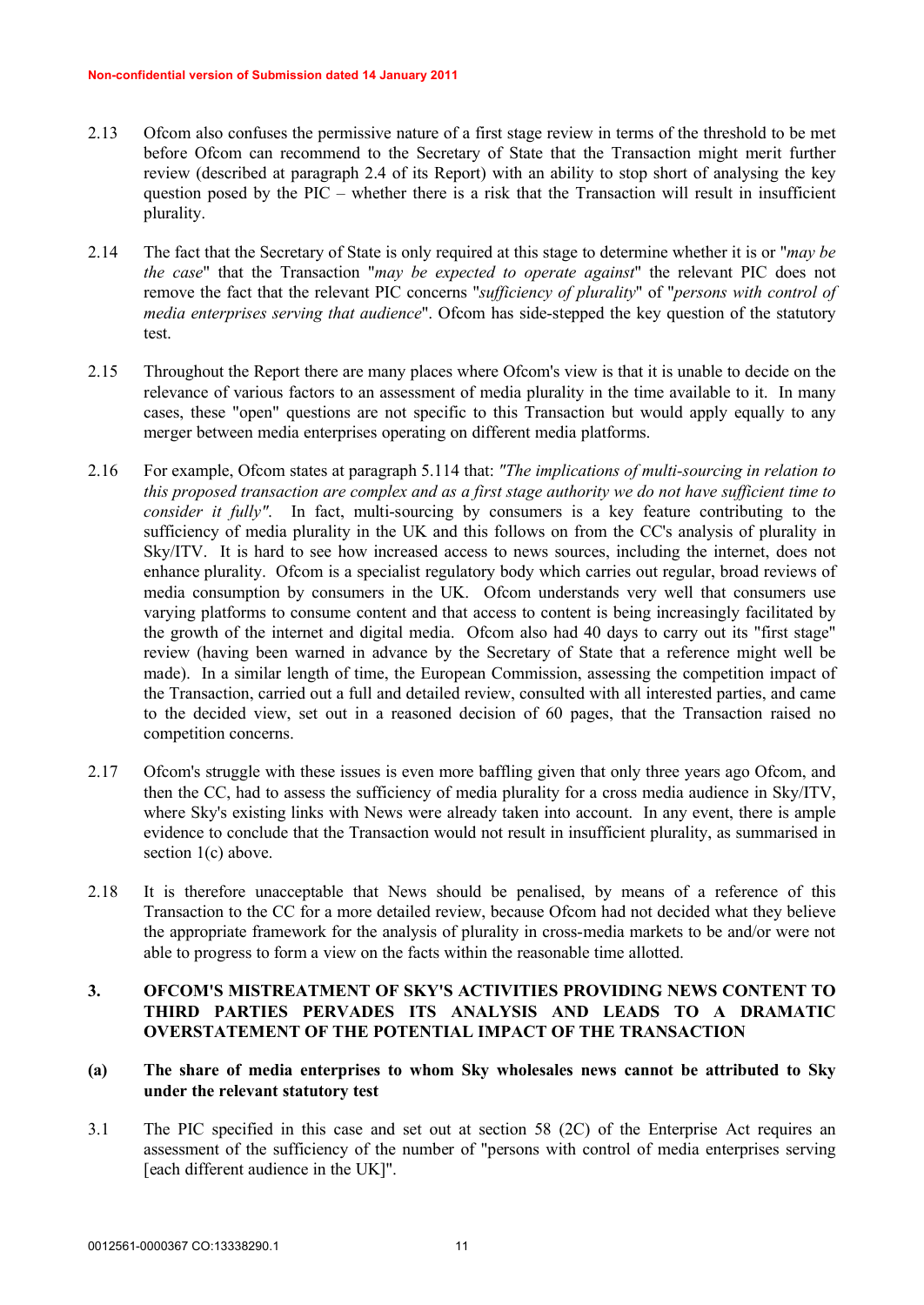2.13 Ofcom also confuses the permissive nature of a first stage review in terms of the threshold to be met before Ofcom can recommend to the Secretary of State that the Transaction might merit further review (described at paragraph 2.4 of its Report) with an ability to stop short of analysing the key question posed by the PIC – whether there is a risk that the Transaction will result in insufficient plurality.

2.14 The fact that the Secretary of State is only required at this stage to determine whether it is or "*may be the case*" that the Transaction "*may be expected to operate against*" the relevant PIC does not remove the fact that the relevant PIC concerns "*sufficiency of plurality*" of "*persons with control of media enterprises serving that audience*". Ofcom has side-stepped the key question of the statutory test.

2.15 Throughout the Report there are many places where Ofcom's view is that it is unable to decide on the relevance of various factors to an assessment of media plurality in the time available to it. In many cases, these "open" questions are not specific to this Transaction but would apply equally to any merger between media enterprises operating on different media platforms.

2.16 For example, Ofcom states at paragraph 5.114 that: *"The implications of multi-sourcing in relation to this proposed transaction are complex and as a first stage authority we do not have sufficient time to consider it fully"*. In fact, multi-sourcing by consumers is a key feature contributing to the sufficiency of media plurality in the UK and this follows on from the CC's analysis of plurality in Sky/ITV. It is hard to see how increased access to news sources, including the internet, does not enhance plurality. Ofcom is a specialist regulatory body which carries out regular, broad reviews of media consumption by consumers in the UK. Ofcom understands very well that consumers use varying platforms to consume content and that access to content is being increasingly facilitated by the growth of the internet and digital media. Ofcom also had 40 days to carry out its "first stage" review (having been warned in advance by the Secretary of State that a reference might well be made). In a similar length of time, the European Commission, assessing the competition impact of the Transaction, carried out a full and detailed review, consulted with all interested parties, and came to the decided view, set out in a reasoned decision of 60 pages, that the Transaction raised no competition concerns.

2.17 Ofcom's struggle with these issues is even more baffling given that only three years ago Ofcom, and then the CC, had to assess the sufficiency of media plurality for a cross media audience in Sky/ITV, where Sky's existing links with News were already taken into account. In any event, there is ample evidence to conclude that the Transaction would not result in insufficient plurality, as summarised in section 1(c) above.

2.18 It is therefore unacceptable that News should be penalised, by means of a reference of this Transaction to the CC for a more detailed review, because Ofcom had not decided what they believe the appropriate framework for the analysis of plurality in cross-media markets to be and/or were not able to progress to form a view on the facts within the reasonable time allotted.

## 3. OFCOM'S MISTREATMENT OF SKY'S ACTIVITIES PROVIDING NEWS CONTENT TO THIRD PARTIES PERVADES ITS ANALYSIS AND LEADS TO A DRAMATIC OVERSTATEMENT OF THE POTENTIAL IMPACT OF THE TRANSACTION

### (a) The share of media enterprises to whom Sky wholesales news cannot be attributed to Sky under the relevant statutory test

3.1 The PIC specified in this case and set out at section 58 (2C) of the Enterprise Act requires an assessment of the sufficiency of the number of "persons with control of media enterprises serving [each different audience in the UK]".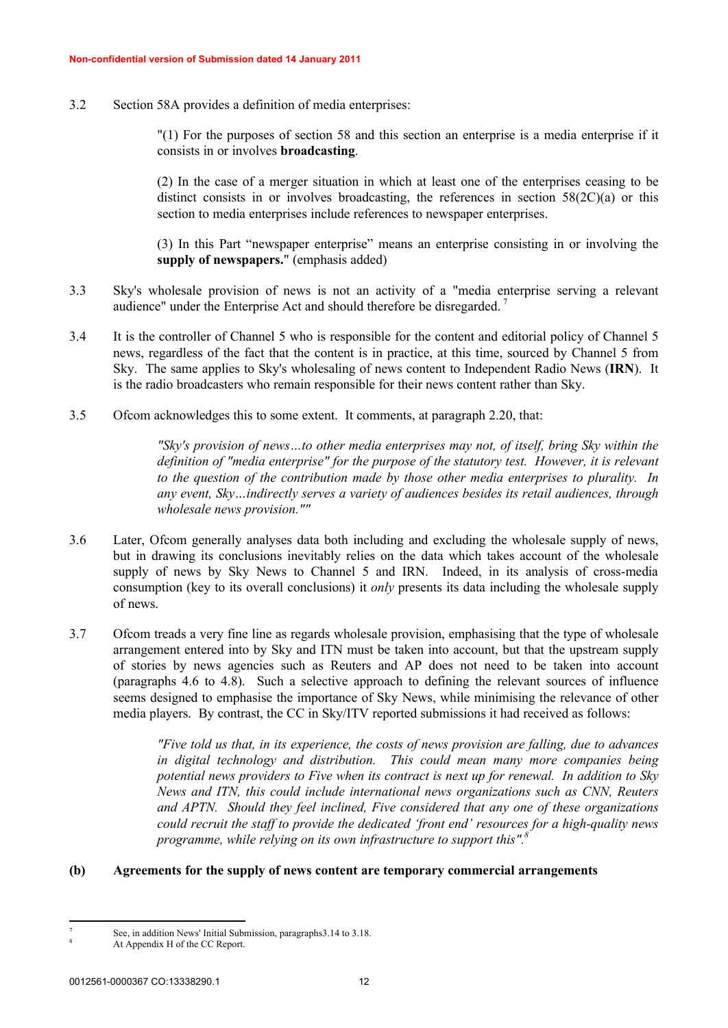3.2 Section 58A provides a definition of media enterprises:

> "(1) For the purposes of section 58 and this section an enterprise is a media enterprise if it consists in or involves **broadcasting**.
>
> (2) In the case of a merger situation in which at least one of the enterprises ceasing to be distinct consists in or involves broadcasting, the references in section 58(2C)(a) or this section to media enterprises include references to newspaper enterprises.
>
> (3) In this Part "newspaper enterprise" means an enterprise consisting in or involving the **supply of newspapers.**" (emphasis added)

3.3 Sky's wholesale provision of news is not an activity of a "media enterprise serving a relevant audience" under the Enterprise Act and should therefore be disregarded.[7]

3.4 It is the controller of Channel 5 who is responsible for the content and editorial policy of Channel 5 news, regardless of the fact that the content is in practice, at this time, sourced by Channel 5 from Sky. The same applies to Sky's wholesaling of news content to Independent Radio News (**IRN**). It is the radio broadcasters who remain responsible for their news content rather than Sky.

3.5 Ofcom acknowledges this to some extent. It comments, at paragraph 2.20, that:

> *"Sky's provision of news…to other media enterprises may not, of itself, bring Sky within the definition of "media enterprise" for the purpose of the statutory test. However, it is relevant to the question of the contribution made by those other media enterprises to plurality. In any event, Sky…indirectly serves a variety of audiences besides its retail audiences, through wholesale news provision.""*

3.6 Later, Ofcom generally analyses data both including and excluding the wholesale supply of news, but in drawing its conclusions inevitably relies on the data which takes account of the wholesale supply of news by Sky News to Channel 5 and IRN. Indeed, in its analysis of cross-media consumption (key to its overall conclusions) it *only* presents its data including the wholesale supply of news.

3.7 Ofcom treads a very fine line as regards wholesale provision, emphasising that the type of wholesale arrangement entered into by Sky and ITN must be taken into account, but that the upstream supply of stories by news agencies such as Reuters and AP does not need to be taken into account (paragraphs 4.6 to 4.8). Such a selective approach to defining the relevant sources of influence seems designed to emphasise the importance of Sky News, while minimising the relevance of other media players. By contrast, the CC in Sky/ITV reported submissions it had received as follows:

> *"Five told us that, in its experience, the costs of news provision are falling, due to advances in digital technology and distribution. This could mean many more companies being potential news providers to Five when its contract is next up for renewal. In addition to Sky News and ITN, this could include international news organizations such as CNN, Reuters and APTN. Should they feel inclined, Five considered that any one of these organizations could recruit the staff to provide the dedicated 'front end' resources for a high-quality news programme, while relying on its own infrastructure to support this".*[8]

**(b) Agreements for the supply of news content are temporary commercial arrangements**

---

[7] See, in addition News' Initial Submission, paragraphs3.14 to 3.18.

[8] At Appendix H of the CC Report.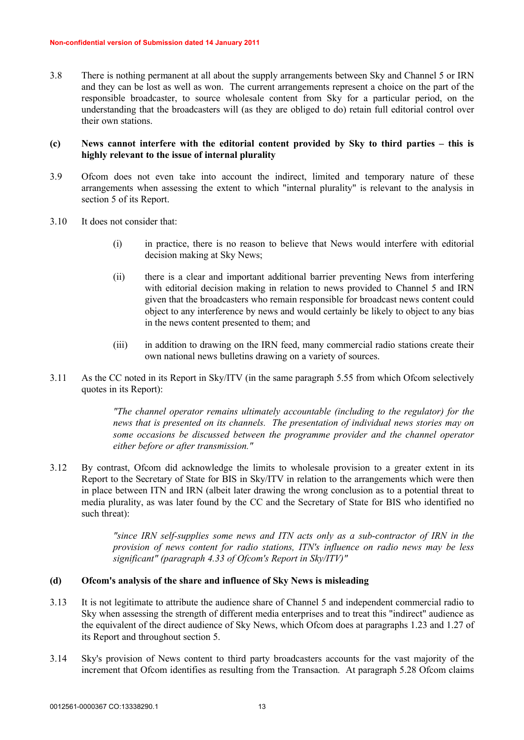3.8 There is nothing permanent at all about the supply arrangements between Sky and Channel 5 or IRN and they can be lost as well as won. The current arrangements represent a choice on the part of the responsible broadcaster, to source wholesale content from Sky for a particular period, on the understanding that the broadcasters will (as they are obliged to do) retain full editorial control over their own stations.

**(c) News cannot interfere with the editorial content provided by Sky to third parties – this is highly relevant to the issue of internal plurality**

3.9 Ofcom does not even take into account the indirect, limited and temporary nature of these arrangements when assessing the extent to which "internal plurality" is relevant to the analysis in section 5 of its Report.

3.10 It does not consider that:

(i) in practice, there is no reason to believe that News would interfere with editorial decision making at Sky News;

(ii) there is a clear and important additional barrier preventing News from interfering with editorial decision making in relation to news provided to Channel 5 and IRN given that the broadcasters who remain responsible for broadcast news content could object to any interference by news and would certainly be likely to object to any bias in the news content presented to them; and

(iii) in addition to drawing on the IRN feed, many commercial radio stations create their own national news bulletins drawing on a variety of sources.

3.11 As the CC noted in its Report in Sky/ITV (in the same paragraph 5.55 from which Ofcom selectively quotes in its Report):

> *"The channel operator remains ultimately accountable (including to the regulator) for the news that is presented on its channels. The presentation of individual news stories may on some occasions be discussed between the programme provider and the channel operator either before or after transmission."*

3.12 By contrast, Ofcom did acknowledge the limits to wholesale provision to a greater extent in its Report to the Secretary of State for BIS in Sky/ITV in relation to the arrangements which were then in place between ITN and IRN (albeit later drawing the wrong conclusion as to a potential threat to media plurality, as was later found by the CC and the Secretary of State for BIS who identified no such threat):

> *"since IRN self-supplies some news and ITN acts only as a sub-contractor of IRN in the provision of news content for radio stations, ITN's influence on radio news may be less significant" (paragraph 4.33 of Ofcom's Report in Sky/ITV)"*

**(d) Ofcom's analysis of the share and influence of Sky News is misleading**

3.13 It is not legitimate to attribute the audience share of Channel 5 and independent commercial radio to Sky when assessing the strength of different media enterprises and to treat this "indirect" audience as the equivalent of the direct audience of Sky News, which Ofcom does at paragraphs 1.23 and 1.27 of its Report and throughout section 5.

3.14 Sky's provision of News content to third party broadcasters accounts for the vast majority of the increment that Ofcom identifies as resulting from the Transaction. At paragraph 5.28 Ofcom claims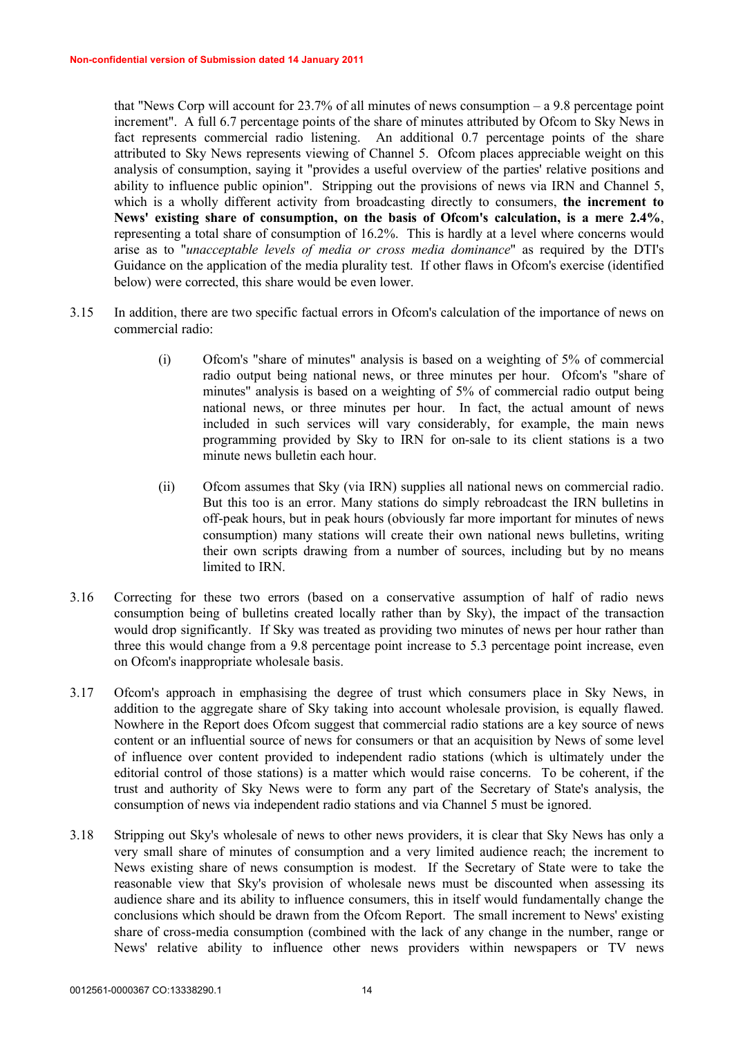that "News Corp will account for 23.7% of all minutes of news consumption – a 9.8 percentage point increment". A full 6.7 percentage points of the share of minutes attributed by Ofcom to Sky News in fact represents commercial radio listening. An additional 0.7 percentage points of the share attributed to Sky News represents viewing of Channel 5. Ofcom places appreciable weight on this analysis of consumption, saying it "provides a useful overview of the parties' relative positions and ability to influence public opinion". Stripping out the provisions of news via IRN and Channel 5, which is a wholly different activity from broadcasting directly to consumers, **the increment to News' existing share of consumption, on the basis of Ofcom's calculation, is a mere 2.4%**, representing a total share of consumption of 16.2%. This is hardly at a level where concerns would arise as to "*unacceptable levels of media or cross media dominance*" as required by the DTI's Guidance on the application of the media plurality test. If other flaws in Ofcom's exercise (identified below) were corrected, this share would be even lower.

3.15 In addition, there are two specific factual errors in Ofcom's calculation of the importance of news on commercial radio:

(i) Ofcom's "share of minutes" analysis is based on a weighting of 5% of commercial radio output being national news, or three minutes per hour. Ofcom's "share of minutes" analysis is based on a weighting of 5% of commercial radio output being national news, or three minutes per hour. In fact, the actual amount of news included in such services will vary considerably, for example, the main news programming provided by Sky to IRN for on-sale to its client stations is a two minute news bulletin each hour.

(ii) Ofcom assumes that Sky (via IRN) supplies all national news on commercial radio. But this too is an error. Many stations do simply rebroadcast the IRN bulletins in off-peak hours, but in peak hours (obviously far more important for minutes of news consumption) many stations will create their own national news bulletins, writing their own scripts drawing from a number of sources, including but by no means limited to IRN.

3.16 Correcting for these two errors (based on a conservative assumption of half of radio news consumption being of bulletins created locally rather than by Sky), the impact of the transaction would drop significantly. If Sky was treated as providing two minutes of news per hour rather than three this would change from a 9.8 percentage point increase to 5.3 percentage point increase, even on Ofcom's inappropriate wholesale basis.

3.17 Ofcom's approach in emphasising the degree of trust which consumers place in Sky News, in addition to the aggregate share of Sky taking into account wholesale provision, is equally flawed. Nowhere in the Report does Ofcom suggest that commercial radio stations are a key source of news content or an influential source of news for consumers or that an acquisition by News of some level of influence over content provided to independent radio stations (which is ultimately under the editorial control of those stations) is a matter which would raise concerns. To be coherent, if the trust and authority of Sky News were to form any part of the Secretary of State's analysis, the consumption of news via independent radio stations and via Channel 5 must be ignored.

3.18 Stripping out Sky's wholesale of news to other news providers, it is clear that Sky News has only a very small share of minutes of consumption and a very limited audience reach; the increment to News existing share of news consumption is modest. If the Secretary of State were to take the reasonable view that Sky's provision of wholesale news must be discounted when assessing its audience share and its ability to influence consumers, this in itself would fundamentally change the conclusions which should be drawn from the Ofcom Report. The small increment to News' existing share of cross-media consumption (combined with the lack of any change in the number, range or News' relative ability to influence other news providers within newspapers or TV news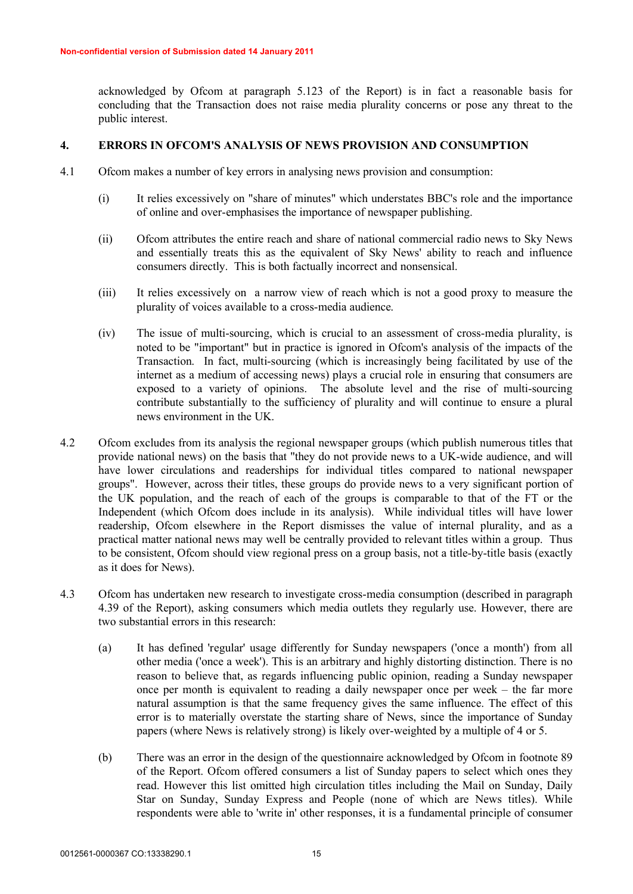acknowledged by Ofcom at paragraph 5.123 of the Report) is in fact a reasonable basis for concluding that the Transaction does not raise media plurality concerns or pose any threat to the public interest.

## 4. ERRORS IN OFCOM'S ANALYSIS OF NEWS PROVISION AND CONSUMPTION

4.1 Ofcom makes a number of key errors in analysing news provision and consumption:

(i) It relies excessively on "share of minutes" which understates BBC's role and the importance of online and over-emphasises the importance of newspaper publishing.

(ii) Ofcom attributes the entire reach and share of national commercial radio news to Sky News and essentially treats this as the equivalent of Sky News' ability to reach and influence consumers directly. This is both factually incorrect and nonsensical.

(iii) It relies excessively on a narrow view of reach which is not a good proxy to measure the plurality of voices available to a cross-media audience.

(iv) The issue of multi-sourcing, which is crucial to an assessment of cross-media plurality, is noted to be "important" but in practice is ignored in Ofcom's analysis of the impacts of the Transaction. In fact, multi-sourcing (which is increasingly being facilitated by use of the internet as a medium of accessing news) plays a crucial role in ensuring that consumers are exposed to a variety of opinions. The absolute level and the rise of multi-sourcing contribute substantially to the sufficiency of plurality and will continue to ensure a plural news environment in the UK.

4.2 Ofcom excludes from its analysis the regional newspaper groups (which publish numerous titles that provide national news) on the basis that "they do not provide news to a UK-wide audience, and will have lower circulations and readerships for individual titles compared to national newspaper groups". However, across their titles, these groups do provide news to a very significant portion of the UK population, and the reach of each of the groups is comparable to that of the FT or the Independent (which Ofcom does include in its analysis). While individual titles will have lower readership, Ofcom elsewhere in the Report dismisses the value of internal plurality, and as a practical matter national news may well be centrally provided to relevant titles within a group. Thus to be consistent, Ofcom should view regional press on a group basis, not a title-by-title basis (exactly as it does for News).

4.3 Ofcom has undertaken new research to investigate cross-media consumption (described in paragraph 4.39 of the Report), asking consumers which media outlets they regularly use. However, there are two substantial errors in this research:

(a) It has defined 'regular' usage differently for Sunday newspapers ('once a month') from all other media ('once a week'). This is an arbitrary and highly distorting distinction. There is no reason to believe that, as regards influencing public opinion, reading a Sunday newspaper once per month is equivalent to reading a daily newspaper once per week – the far more natural assumption is that the same frequency gives the same influence. The effect of this error is to materially overstate the starting share of News, since the importance of Sunday papers (where News is relatively strong) is likely over-weighted by a multiple of 4 or 5.

(b) There was an error in the design of the questionnaire acknowledged by Ofcom in footnote 89 of the Report. Ofcom offered consumers a list of Sunday papers to select which ones they read. However this list omitted high circulation titles including the Mail on Sunday, Daily Star on Sunday, Sunday Express and People (none of which are News titles). While respondents were able to 'write in' other responses, it is a fundamental principle of consumer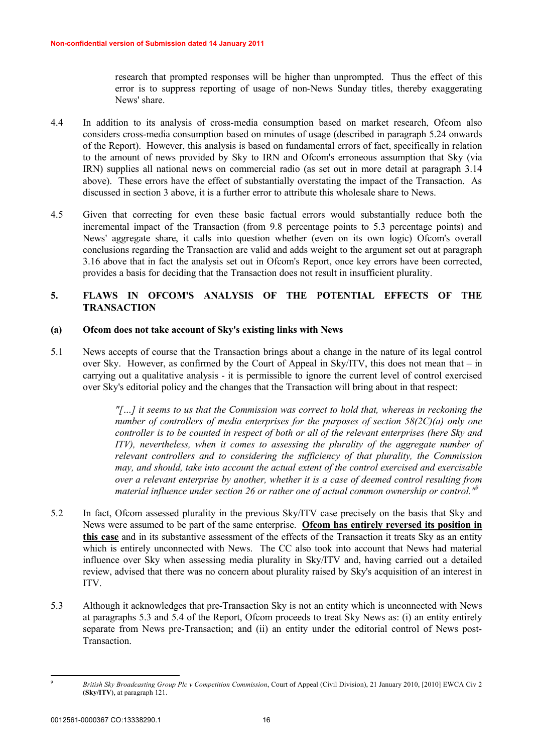research that prompted responses will be higher than unprompted. Thus the effect of this error is to suppress reporting of usage of non-News Sunday titles, thereby exaggerating News' share.

4.4 In addition to its analysis of cross-media consumption based on market research, Ofcom also considers cross-media consumption based on minutes of usage (described in paragraph 5.24 onwards of the Report). However, this analysis is based on fundamental errors of fact, specifically in relation to the amount of news provided by Sky to IRN and Ofcom's erroneous assumption that Sky (via IRN) supplies all national news on commercial radio (as set out in more detail at paragraph 3.14 above). These errors have the effect of substantially overstating the impact of the Transaction. As discussed in section 3 above, it is a further error to attribute this wholesale share to News.

4.5 Given that correcting for even these basic factual errors would substantially reduce both the incremental impact of the Transaction (from 9.8 percentage points to 5.3 percentage points) and News' aggregate share, it calls into question whether (even on its own logic) Ofcom's overall conclusions regarding the Transaction are valid and adds weight to the argument set out at paragraph 3.16 above that in fact the analysis set out in Ofcom's Report, once key errors have been corrected, provides a basis for deciding that the Transaction does not result in insufficient plurality.

## 5. FLAWS IN OFCOM'S ANALYSIS OF THE POTENTIAL EFFECTS OF THE TRANSACTION

### (a) Ofcom does not take account of Sky's existing links with News

5.1 News accepts of course that the Transaction brings about a change in the nature of its legal control over Sky. However, as confirmed by the Court of Appeal in Sky/ITV, this does not mean that – in carrying out a qualitative analysis - it is permissible to ignore the current level of control exercised over Sky's editorial policy and the changes that the Transaction will bring about in that respect:

> *"[…] it seems to us that the Commission was correct to hold that, whereas in reckoning the number of controllers of media enterprises for the purposes of section 58(2C)(a) only one controller is to be counted in respect of both or all of the relevant enterprises (here Sky and ITV), nevertheless, when it comes to assessing the plurality of the aggregate number of relevant controllers and to considering the sufficiency of that plurality, the Commission may, and should, take into account the actual extent of the control exercised and exercisable over a relevant enterprise by another, whether it is a case of deemed control resulting from material influence under section 26 or rather one of actual common ownership or control."*[9]

5.2 In fact, Ofcom assessed plurality in the previous Sky/ITV case precisely on the basis that Sky and News were assumed to be part of the same enterprise. **<u>Ofcom has entirely reversed its position in this case</u>** and in its substantive assessment of the effects of the Transaction it treats Sky as an entity which is entirely unconnected with News. The CC also took into account that News had material influence over Sky when assessing media plurality in Sky/ITV and, having carried out a detailed review, advised that there was no concern about plurality raised by Sky's acquisition of an interest in ITV.

5.3 Although it acknowledges that pre-Transaction Sky is not an entity which is unconnected with News at paragraphs 5.3 and 5.4 of the Report, Ofcom proceeds to treat Sky News as: (i) an entity entirely separate from News pre-Transaction; and (ii) an entity under the editorial control of News post-Transaction.

---

[9] *British Sky Broadcasting Group Plc v Competition Commission*, Court of Appeal (Civil Division), 21 January 2010, [2010] EWCA Civ 2 (**Sky/ITV**), at paragraph 121.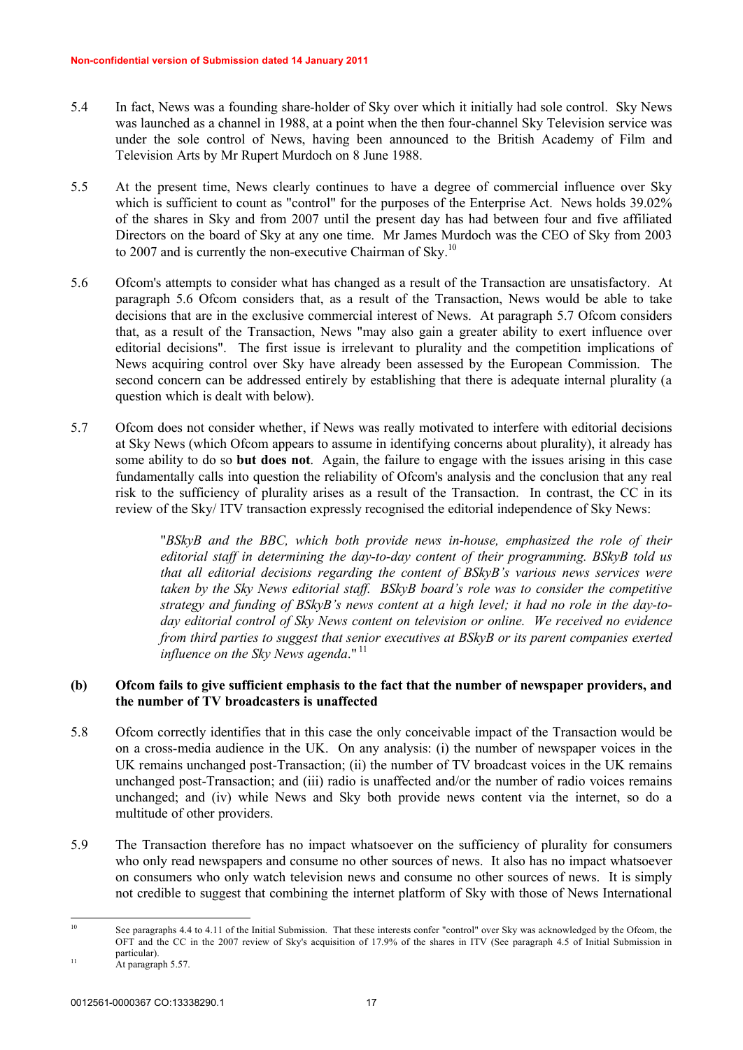5.4 In fact, News was a founding share-holder of Sky over which it initially had sole control. Sky News was launched as a channel in 1988, at a point when the then four-channel Sky Television service was under the sole control of News, having been announced to the British Academy of Film and Television Arts by Mr Rupert Murdoch on 8 June 1988.

5.5 At the present time, News clearly continues to have a degree of commercial influence over Sky which is sufficient to count as "control" for the purposes of the Enterprise Act. News holds 39.02% of the shares in Sky and from 2007 until the present day has had between four and five affiliated Directors on the board of Sky at any one time. Mr James Murdoch was the CEO of Sky from 2003 to 2007 and is currently the non-executive Chairman of Sky.[10]

5.6 Ofcom's attempts to consider what has changed as a result of the Transaction are unsatisfactory. At paragraph 5.6 Ofcom considers that, as a result of the Transaction, News would be able to take decisions that are in the exclusive commercial interest of News. At paragraph 5.7 Ofcom considers that, as a result of the Transaction, News "may also gain a greater ability to exert influence over editorial decisions". The first issue is irrelevant to plurality and the competition implications of News acquiring control over Sky have already been assessed by the European Commission. The second concern can be addressed entirely by establishing that there is adequate internal plurality (a question which is dealt with below).

5.7 Ofcom does not consider whether, if News was really motivated to interfere with editorial decisions at Sky News (which Ofcom appears to assume in identifying concerns about plurality), it already has some ability to do so **but does not**. Again, the failure to engage with the issues arising in this case fundamentally calls into question the reliability of Ofcom's analysis and the conclusion that any real risk to the sufficiency of plurality arises as a result of the Transaction. In contrast, the CC in its review of the Sky/ ITV transaction expressly recognised the editorial independence of Sky News:

> "*BSkyB and the BBC, which both provide news in-house, emphasized the role of their editorial staff in determining the day-to-day content of their programming. BSkyB told us that all editorial decisions regarding the content of BSkyB's various news services were taken by the Sky News editorial staff. BSkyB board's role was to consider the competitive strategy and funding of BSkyB's news content at a high level; it had no role in the day-to-day editorial control of Sky News content on television or online. We received no evidence from third parties to suggest that senior executives at BSkyB or its parent companies exerted influence on the Sky News agenda*."[11]

### (b) Ofcom fails to give sufficient emphasis to the fact that the number of newspaper providers, and the number of TV broadcasters is unaffected

5.8 Ofcom correctly identifies that in this case the only conceivable impact of the Transaction would be on a cross-media audience in the UK. On any analysis: (i) the number of newspaper voices in the UK remains unchanged post-Transaction; (ii) the number of TV broadcast voices in the UK remains unchanged post-Transaction; and (iii) radio is unaffected and/or the number of radio voices remains unchanged; and (iv) while News and Sky both provide news content via the internet, so do a multitude of other providers.

5.9 The Transaction therefore has no impact whatsoever on the sufficiency of plurality for consumers who only read newspapers and consume no other sources of news. It also has no impact whatsoever on consumers who only watch television news and consume no other sources of news. It is simply not credible to suggest that combining the internet platform of Sky with those of News International

---

[10] See paragraphs 4.4 to 4.11 of the Initial Submission. That these interests confer "control" over Sky was acknowledged by the Ofcom, the OFT and the CC in the 2007 review of Sky's acquisition of 17.9% of the shares in ITV (See paragraph 4.5 of Initial Submission in particular).

[11] At paragraph 5.57.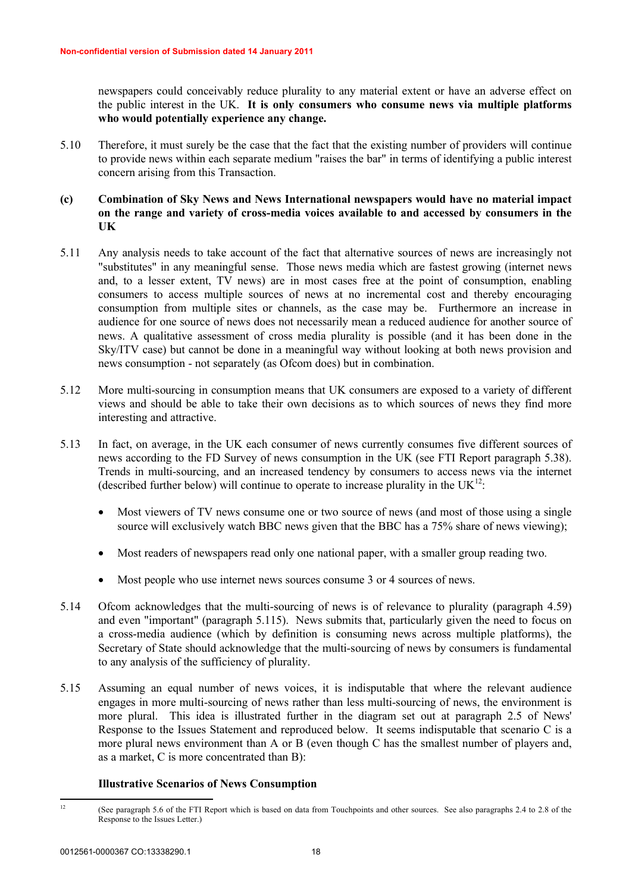newspapers could conceivably reduce plurality to any material extent or have an adverse effect on the public interest in the UK. **It is only consumers who consume news via multiple platforms who would potentially experience any change.**

5.10 Therefore, it must surely be the case that the fact that the existing number of providers will continue to provide news within each separate medium "raises the bar" in terms of identifying a public interest concern arising from this Transaction.

**(c) Combination of Sky News and News International newspapers would have no material impact on the range and variety of cross-media voices available to and accessed by consumers in the UK**

5.11 Any analysis needs to take account of the fact that alternative sources of news are increasingly not "substitutes" in any meaningful sense. Those news media which are fastest growing (internet news and, to a lesser extent, TV news) are in most cases free at the point of consumption, enabling consumers to access multiple sources of news at no incremental cost and thereby encouraging consumption from multiple sites or channels, as the case may be. Furthermore an increase in audience for one source of news does not necessarily mean a reduced audience for another source of news. A qualitative assessment of cross media plurality is possible (and it has been done in the Sky/ITV case) but cannot be done in a meaningful way without looking at both news provision and news consumption - not separately (as Ofcom does) but in combination.

5.12 More multi-sourcing in consumption means that UK consumers are exposed to a variety of different views and should be able to take their own decisions as to which sources of news they find more interesting and attractive.

5.13 In fact, on average, in the UK each consumer of news currently consumes five different sources of news according to the FD Survey of news consumption in the UK (see FTI Report paragraph 5.38). Trends in multi-sourcing, and an increased tendency by consumers to access news via the internet (described further below) will continue to operate to increase plurality in the UK[12]:

- Most viewers of TV news consume one or two source of news (and most of those using a single source will exclusively watch BBC news given that the BBC has a 75% share of news viewing);
- Most readers of newspapers read only one national paper, with a smaller group reading two.
- Most people who use internet news sources consume 3 or 4 sources of news.

5.14 Ofcom acknowledges that the multi-sourcing of news is of relevance to plurality (paragraph 4.59) and even "important" (paragraph 5.115). News submits that, particularly given the need to focus on a cross-media audience (which by definition is consuming news across multiple platforms), the Secretary of State should acknowledge that the multi-sourcing of news by consumers is fundamental to any analysis of the sufficiency of plurality.

5.15 Assuming an equal number of news voices, it is indisputable that where the relevant audience engages in more multi-sourcing of news rather than less multi-sourcing of news, the environment is more plural. This idea is illustrated further in the diagram set out at paragraph 2.5 of News' Response to the Issues Statement and reproduced below. It seems indisputable that scenario C is a more plural news environment than A or B (even though C has the smallest number of players and, as a market, C is more concentrated than B):

**Illustrative Scenarios of News Consumption**

[12] (See paragraph 5.6 of the FTI Report which is based on data from Touchpoints and other sources. See also paragraphs 2.4 to 2.8 of the Response to the Issues Letter.)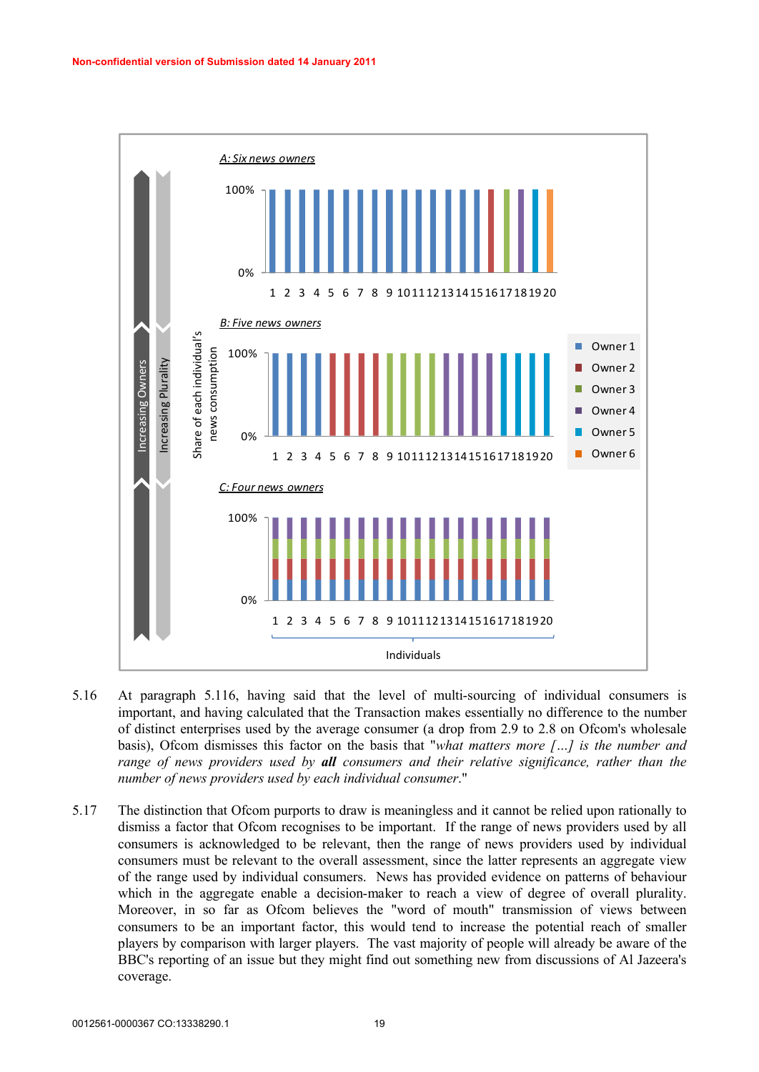A: Six news owners

B: Five news owners

C: Four news owners

Increasing Owners

Increasing Plurality

Share of each individual's news consumption

Individuals

Owner 1, Owner 2, Owner 3, Owner 4, Owner 5, Owner 6

5.16 At paragraph 5.116, having said that the level of multi-sourcing of individual consumers is important, and having calculated that the Transaction makes essentially no difference to the number of distinct enterprises used by the average consumer (a drop from 2.9 to 2.8 on Ofcom's wholesale basis), Ofcom dismisses this factor on the basis that "*what matters more […] is the number and range of news providers used by* ***all*** *consumers and their relative significance, rather than the number of news providers used by each individual consumer*."

5.17 The distinction that Ofcom purports to draw is meaningless and it cannot be relied upon rationally to dismiss a factor that Ofcom recognises to be important. If the range of news providers used by all consumers is acknowledged to be relevant, then the range of news providers used by individual consumers must be relevant to the overall assessment, since the latter represents an aggregate view of the range used by individual consumers. News has provided evidence on patterns of behaviour which in the aggregate enable a decision-maker to reach a view of degree of overall plurality. Moreover, in so far as Ofcom believes the "word of mouth" transmission of views between consumers to be an important factor, this would tend to increase the potential reach of smaller players by comparison with larger players. The vast majority of people will already be aware of the BBC's reporting of an issue but they might find out something new from discussions of Al Jazeera's coverage.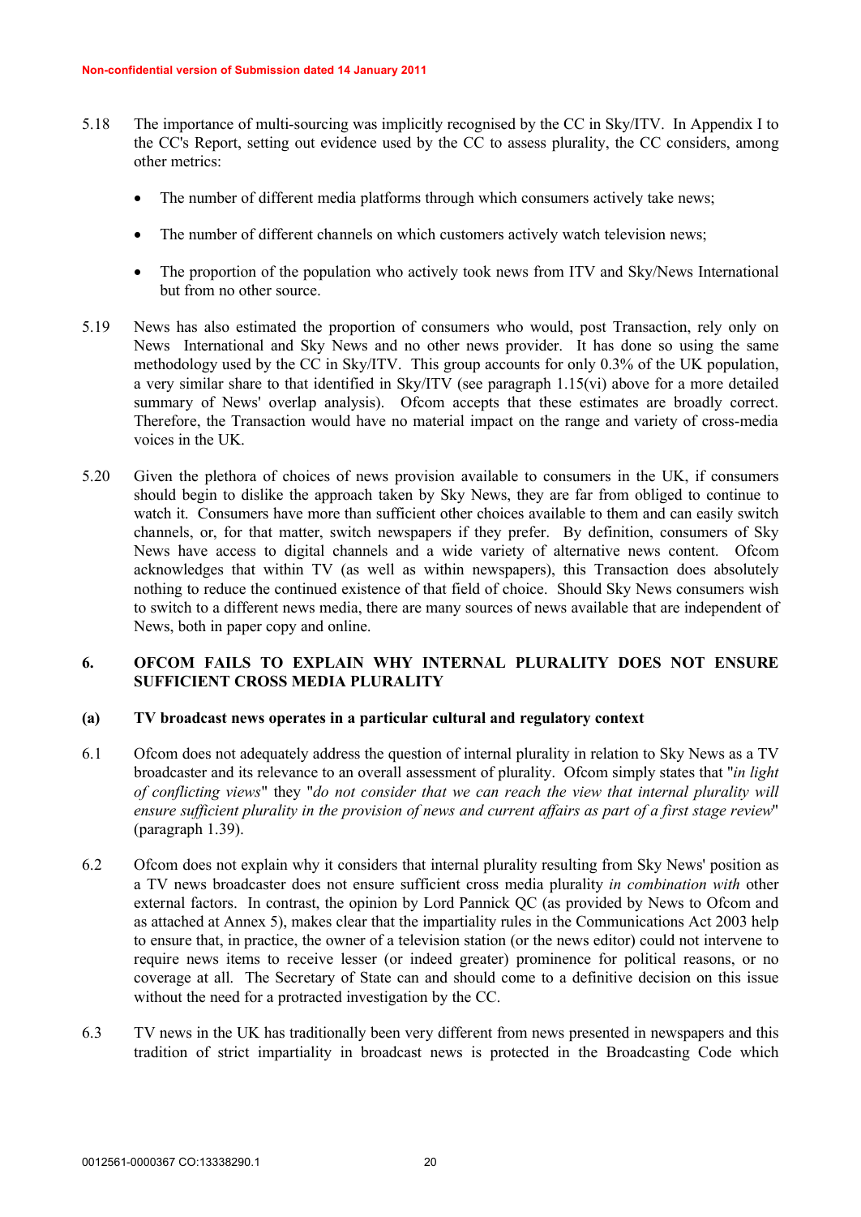5.18 The importance of multi-sourcing was implicitly recognised by the CC in Sky/ITV. In Appendix I to the CC's Report, setting out evidence used by the CC to assess plurality, the CC considers, among other metrics:

- The number of different media platforms through which consumers actively take news;
- The number of different channels on which customers actively watch television news;
- The proportion of the population who actively took news from ITV and Sky/News International but from no other source.

5.19 News has also estimated the proportion of consumers who would, post Transaction, rely only on News International and Sky News and no other news provider. It has done so using the same methodology used by the CC in Sky/ITV. This group accounts for only 0.3% of the UK population, a very similar share to that identified in Sky/ITV (see paragraph 1.15(vi) above for a more detailed summary of News' overlap analysis). Ofcom accepts that these estimates are broadly correct. Therefore, the Transaction would have no material impact on the range and variety of cross-media voices in the UK.

5.20 Given the plethora of choices of news provision available to consumers in the UK, if consumers should begin to dislike the approach taken by Sky News, they are far from obliged to continue to watch it. Consumers have more than sufficient other choices available to them and can easily switch channels, or, for that matter, switch newspapers if they prefer. By definition, consumers of Sky News have access to digital channels and a wide variety of alternative news content. Ofcom acknowledges that within TV (as well as within newspapers), this Transaction does absolutely nothing to reduce the continued existence of that field of choice. Should Sky News consumers wish to switch to a different news media, there are many sources of news available that are independent of News, both in paper copy and online.

## 6. OFCOM FAILS TO EXPLAIN WHY INTERNAL PLURALITY DOES NOT ENSURE SUFFICIENT CROSS MEDIA PLURALITY

### (a) TV broadcast news operates in a particular cultural and regulatory context

6.1 Ofcom does not adequately address the question of internal plurality in relation to Sky News as a TV broadcaster and its relevance to an overall assessment of plurality. Ofcom simply states that "*in light of conflicting views*" they "*do not consider that we can reach the view that internal plurality will ensure sufficient plurality in the provision of news and current affairs as part of a first stage review*" (paragraph 1.39).

6.2 Ofcom does not explain why it considers that internal plurality resulting from Sky News' position as a TV news broadcaster does not ensure sufficient cross media plurality *in combination with* other external factors. In contrast, the opinion by Lord Pannick QC (as provided by News to Ofcom and as attached at Annex 5), makes clear that the impartiality rules in the Communications Act 2003 help to ensure that, in practice, the owner of a television station (or the news editor) could not intervene to require news items to receive lesser (or indeed greater) prominence for political reasons, or no coverage at all. The Secretary of State can and should come to a definitive decision on this issue without the need for a protracted investigation by the CC.

6.3 TV news in the UK has traditionally been very different from news presented in newspapers and this tradition of strict impartiality in broadcast news is protected in the Broadcasting Code which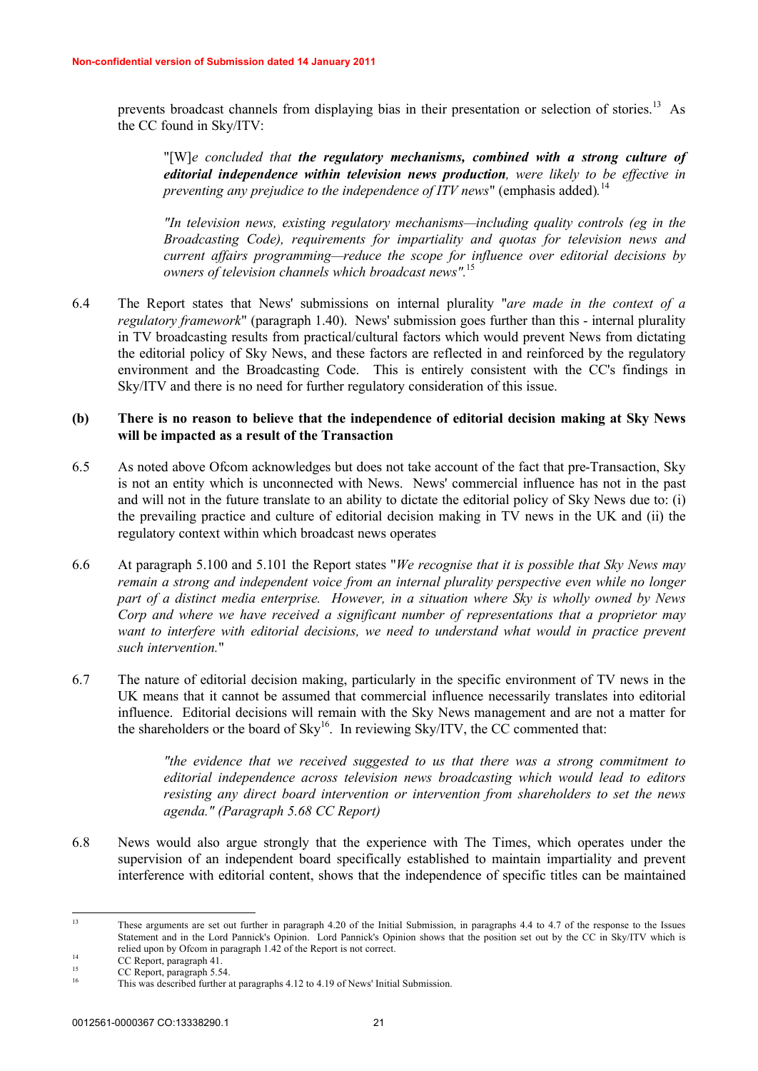prevents broadcast channels from displaying bias in their presentation or selection of stories.[13] As the CC found in Sky/ITV:

> "[W]*e concluded that* ***the regulatory mechanisms, combined with a strong culture of editorial independence within television news production****, were likely to be effective in preventing any prejudice to the independence of ITV news*" (emphasis added)*.*[14]
>
> *"In television news, existing regulatory mechanisms—including quality controls (eg in the Broadcasting Code), requirements for impartiality and quotas for television news and current affairs programming—reduce the scope for influence over editorial decisions by owners of television channels which broadcast news".*[15]

6.4 The Report states that News' submissions on internal plurality "*are made in the context of a regulatory framework*" (paragraph 1.40). News' submission goes further than this - internal plurality in TV broadcasting results from practical/cultural factors which would prevent News from dictating the editorial policy of Sky News, and these factors are reflected in and reinforced by the regulatory environment and the Broadcasting Code. This is entirely consistent with the CC's findings in Sky/ITV and there is no need for further regulatory consideration of this issue.

**(b) There is no reason to believe that the independence of editorial decision making at Sky News will be impacted as a result of the Transaction**

6.5 As noted above Ofcom acknowledges but does not take account of the fact that pre-Transaction, Sky is not an entity which is unconnected with News. News' commercial influence has not in the past and will not in the future translate to an ability to dictate the editorial policy of Sky News due to: (i) the prevailing practice and culture of editorial decision making in TV news in the UK and (ii) the regulatory context within which broadcast news operates

6.6 At paragraph 5.100 and 5.101 the Report states "*We recognise that it is possible that Sky News may remain a strong and independent voice from an internal plurality perspective even while no longer part of a distinct media enterprise. However, in a situation where Sky is wholly owned by News Corp and where we have received a significant number of representations that a proprietor may want to interfere with editorial decisions, we need to understand what would in practice prevent such intervention.*"

6.7 The nature of editorial decision making, particularly in the specific environment of TV news in the UK means that it cannot be assumed that commercial influence necessarily translates into editorial influence. Editorial decisions will remain with the Sky News management and are not a matter for the shareholders or the board of Sky[16]. In reviewing Sky/ITV, the CC commented that:

> *"the evidence that we received suggested to us that there was a strong commitment to editorial independence across television news broadcasting which would lead to editors resisting any direct board intervention or intervention from shareholders to set the news agenda." (Paragraph 5.68 CC Report)*

6.8 News would also argue strongly that the experience with The Times, which operates under the supervision of an independent board specifically established to maintain impartiality and prevent interference with editorial content, shows that the independence of specific titles can be maintained

---

[13] These arguments are set out further in paragraph 4.20 of the Initial Submission, in paragraphs 4.4 to 4.7 of the response to the Issues Statement and in the Lord Pannick's Opinion. Lord Pannick's Opinion shows that the position set out by the CC in Sky/ITV which is relied upon by Ofcom in paragraph 1.42 of the Report is not correct.

[14] CC Report, paragraph 41.

[15] CC Report, paragraph 5.54.

[16] This was described further at paragraphs 4.12 to 4.19 of News' Initial Submission.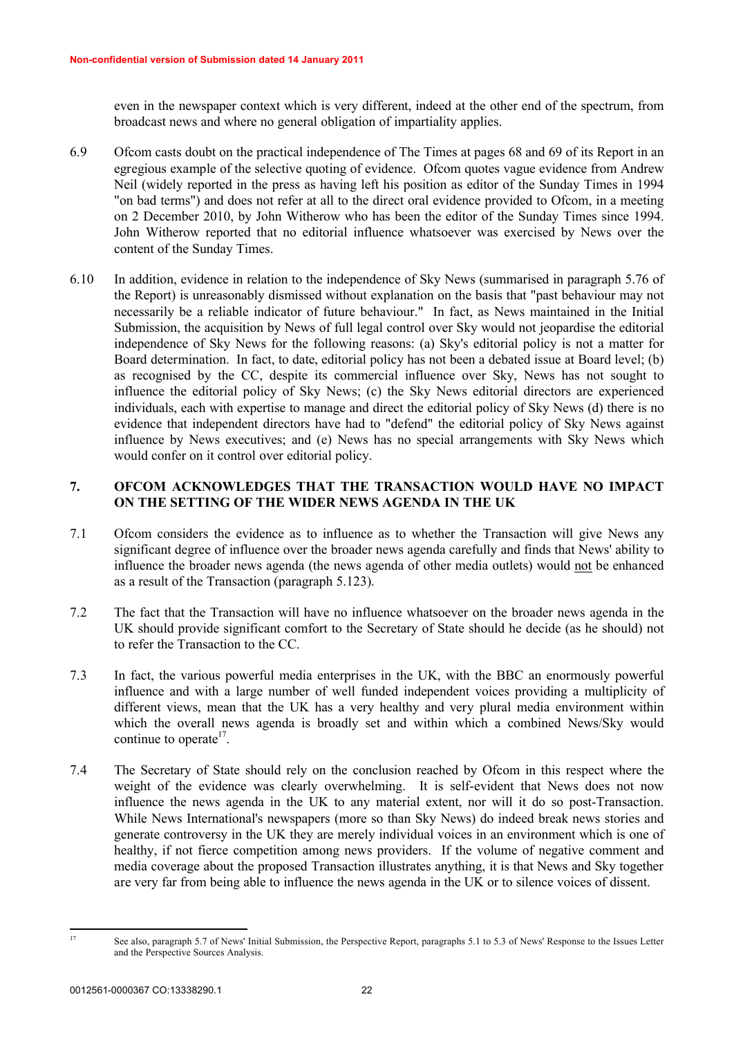even in the newspaper context which is very different, indeed at the other end of the spectrum, from broadcast news and where no general obligation of impartiality applies.

6.9 Ofcom casts doubt on the practical independence of The Times at pages 68 and 69 of its Report in an egregious example of the selective quoting of evidence. Ofcom quotes vague evidence from Andrew Neil (widely reported in the press as having left his position as editor of the Sunday Times in 1994 "on bad terms") and does not refer at all to the direct oral evidence provided to Ofcom, in a meeting on 2 December 2010, by John Witherow who has been the editor of the Sunday Times since 1994. John Witherow reported that no editorial influence whatsoever was exercised by News over the content of the Sunday Times.

6.10 In addition, evidence in relation to the independence of Sky News (summarised in paragraph 5.76 of the Report) is unreasonably dismissed without explanation on the basis that "past behaviour may not necessarily be a reliable indicator of future behaviour." In fact, as News maintained in the Initial Submission, the acquisition by News of full legal control over Sky would not jeopardise the editorial independence of Sky News for the following reasons: (a) Sky's editorial policy is not a matter for Board determination. In fact, to date, editorial policy has not been a debated issue at Board level; (b) as recognised by the CC, despite its commercial influence over Sky, News has not sought to influence the editorial policy of Sky News; (c) the Sky News editorial directors are experienced individuals, each with expertise to manage and direct the editorial policy of Sky News (d) there is no evidence that independent directors have had to "defend" the editorial policy of Sky News against influence by News executives; and (e) News has no special arrangements with Sky News which would confer on it control over editorial policy.

## 7. OFCOM ACKNOWLEDGES THAT THE TRANSACTION WOULD HAVE NO IMPACT ON THE SETTING OF THE WIDER NEWS AGENDA IN THE UK

7.1 Ofcom considers the evidence as to influence as to whether the Transaction will give News any significant degree of influence over the broader news agenda carefully and finds that News' ability to influence the broader news agenda (the news agenda of other media outlets) would <u>not</u> be enhanced as a result of the Transaction (paragraph 5.123).

7.2 The fact that the Transaction will have no influence whatsoever on the broader news agenda in the UK should provide significant comfort to the Secretary of State should he decide (as he should) not to refer the Transaction to the CC.

7.3 In fact, the various powerful media enterprises in the UK, with the BBC an enormously powerful influence and with a large number of well funded independent voices providing a multiplicity of different views, mean that the UK has a very healthy and very plural media environment within which the overall news agenda is broadly set and within which a combined News/Sky would continue to operate[17].

7.4 The Secretary of State should rely on the conclusion reached by Ofcom in this respect where the weight of the evidence was clearly overwhelming. It is self-evident that News does not now influence the news agenda in the UK to any material extent, nor will it do so post-Transaction. While News International's newspapers (more so than Sky News) do indeed break news stories and generate controversy in the UK they are merely individual voices in an environment which is one of healthy, if not fierce competition among news providers. If the volume of negative comment and media coverage about the proposed Transaction illustrates anything, it is that News and Sky together are very far from being able to influence the news agenda in the UK or to silence voices of dissent.

---

[17] See also, paragraph 5.7 of News' Initial Submission, the Perspective Report, paragraphs 5.1 to 5.3 of News' Response to the Issues Letter and the Perspective Sources Analysis.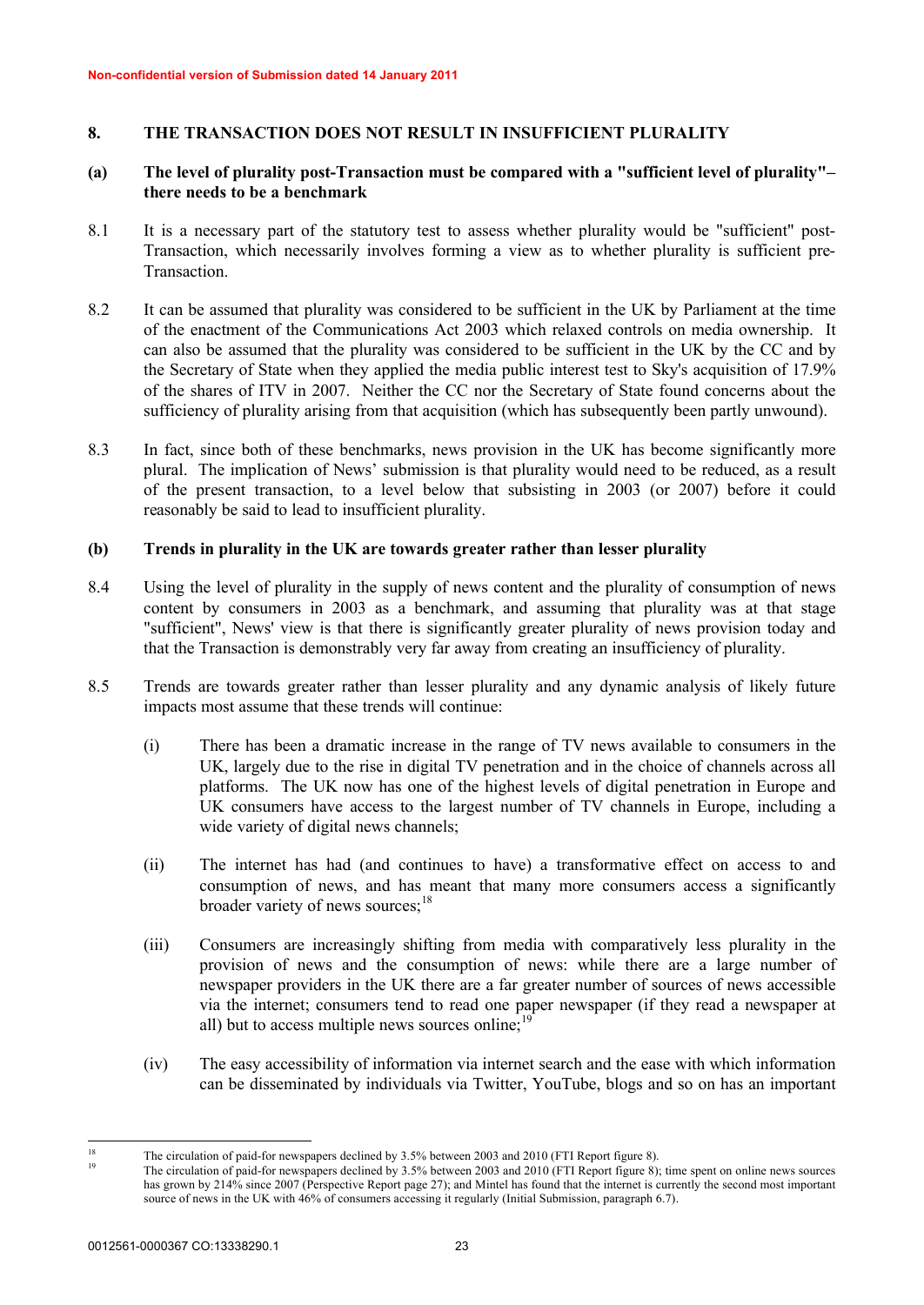Non-confidential version of Submission dated 14 January 2011

## 8. THE TRANSACTION DOES NOT RESULT IN INSUFFICIENT PLURALITY

### (a) The level of plurality post-Transaction must be compared with a "sufficient level of plurality"– there needs to be a benchmark

8.1 It is a necessary part of the statutory test to assess whether plurality would be "sufficient" post-Transaction, which necessarily involves forming a view as to whether plurality is sufficient pre-Transaction.

8.2 It can be assumed that plurality was considered to be sufficient in the UK by Parliament at the time of the enactment of the Communications Act 2003 which relaxed controls on media ownership. It can also be assumed that the plurality was considered to be sufficient in the UK by the CC and by the Secretary of State when they applied the media public interest test to Sky's acquisition of 17.9% of the shares of ITV in 2007. Neither the CC nor the Secretary of State found concerns about the sufficiency of plurality arising from that acquisition (which has subsequently been partly unwound).

8.3 In fact, since both of these benchmarks, news provision in the UK has become significantly more plural. The implication of News' submission is that plurality would need to be reduced, as a result of the present transaction, to a level below that subsisting in 2003 (or 2007) before it could reasonably be said to lead to insufficient plurality.

### (b) Trends in plurality in the UK are towards greater rather than lesser plurality

8.4 Using the level of plurality in the supply of news content and the plurality of consumption of news content by consumers in 2003 as a benchmark, and assuming that plurality was at that stage "sufficient", News' view is that there is significantly greater plurality of news provision today and that the Transaction is demonstrably very far away from creating an insufficiency of plurality.

8.5 Trends are towards greater rather than lesser plurality and any dynamic analysis of likely future impacts most assume that these trends will continue:

(i) There has been a dramatic increase in the range of TV news available to consumers in the UK, largely due to the rise in digital TV penetration and in the choice of channels across all platforms. The UK now has one of the highest levels of digital penetration in Europe and UK consumers have access to the largest number of TV channels in Europe, including a wide variety of digital news channels;

(ii) The internet has had (and continues to have) a transformative effect on access to and consumption of news, and has meant that many more consumers access a significantly broader variety of news sources;[18]

(iii) Consumers are increasingly shifting from media with comparatively less plurality in the provision of news and the consumption of news: while there are a large number of newspaper providers in the UK there are a far greater number of sources of news accessible via the internet; consumers tend to read one paper newspaper (if they read a newspaper at all) but to access multiple news sources online;[19]

(iv) The easy accessibility of information via internet search and the ease with which information can be disseminated by individuals via Twitter, YouTube, blogs and so on has an important

---

[18] The circulation of paid-for newspapers declined by 3.5% between 2003 and 2010 (FTI Report figure 8).

[19] The circulation of paid-for newspapers declined by 3.5% between 2003 and 2010 (FTI Report figure 8); time spent on online news sources has grown by 214% since 2007 (Perspective Report page 27); and Mintel has found that the internet is currently the second most important source of news in the UK with 46% of consumers accessing it regularly (Initial Submission, paragraph 6.7).

0012561-0000367 CO:13338290.1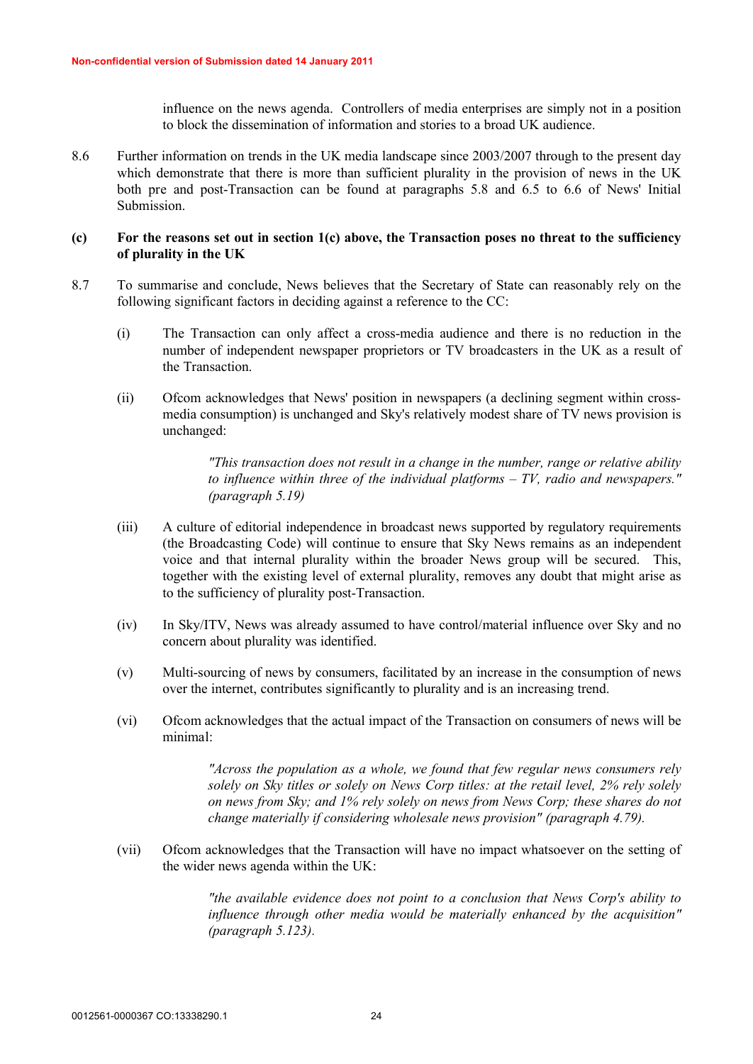influence on the news agenda. Controllers of media enterprises are simply not in a position to block the dissemination of information and stories to a broad UK audience.

8.6 Further information on trends in the UK media landscape since 2003/2007 through to the present day which demonstrate that there is more than sufficient plurality in the provision of news in the UK both pre and post-Transaction can be found at paragraphs 5.8 and 6.5 to 6.6 of News' Initial Submission.

**(c) For the reasons set out in section 1(c) above, the Transaction poses no threat to the sufficiency of plurality in the UK**

8.7 To summarise and conclude, News believes that the Secretary of State can reasonably rely on the following significant factors in deciding against a reference to the CC:

(i) The Transaction can only affect a cross-media audience and there is no reduction in the number of independent newspaper proprietors or TV broadcasters in the UK as a result of the Transaction.

(ii) Ofcom acknowledges that News' position in newspapers (a declining segment within cross-media consumption) is unchanged and Sky's relatively modest share of TV news provision is unchanged:

> *"This transaction does not result in a change in the number, range or relative ability to influence within three of the individual platforms – TV, radio and newspapers." (paragraph 5.19)*

(iii) A culture of editorial independence in broadcast news supported by regulatory requirements (the Broadcasting Code) will continue to ensure that Sky News remains as an independent voice and that internal plurality within the broader News group will be secured. This, together with the existing level of external plurality, removes any doubt that might arise as to the sufficiency of plurality post-Transaction.

(iv) In Sky/ITV, News was already assumed to have control/material influence over Sky and no concern about plurality was identified.

(v) Multi-sourcing of news by consumers, facilitated by an increase in the consumption of news over the internet, contributes significantly to plurality and is an increasing trend.

(vi) Ofcom acknowledges that the actual impact of the Transaction on consumers of news will be minimal:

> *"Across the population as a whole, we found that few regular news consumers rely solely on Sky titles or solely on News Corp titles: at the retail level, 2% rely solely on news from Sky; and 1% rely solely on news from News Corp; these shares do not change materially if considering wholesale news provision" (paragraph 4.79).*

(vii) Ofcom acknowledges that the Transaction will have no impact whatsoever on the setting of the wider news agenda within the UK:

> *"the available evidence does not point to a conclusion that News Corp's ability to influence through other media would be materially enhanced by the acquisition" (paragraph 5.123).*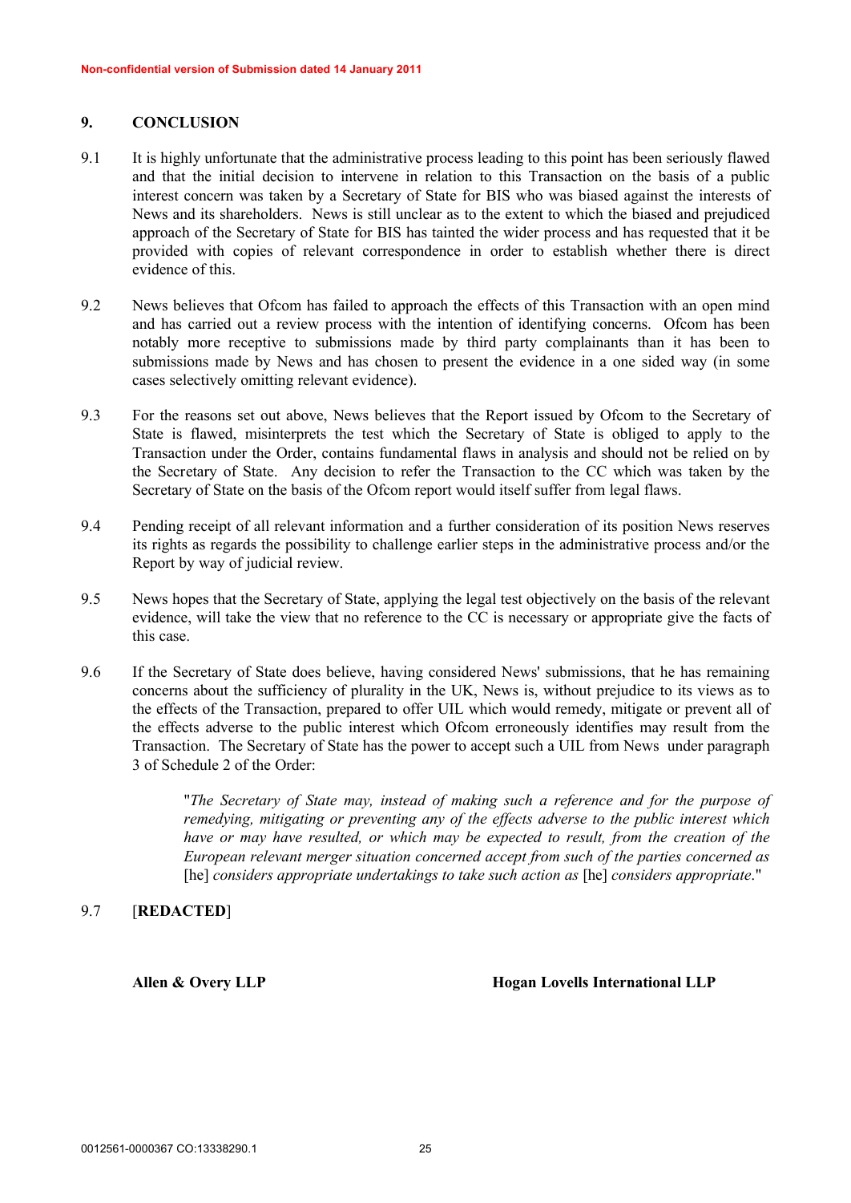## 9. CONCLUSION

9.1 It is highly unfortunate that the administrative process leading to this point has been seriously flawed and that the initial decision to intervene in relation to this Transaction on the basis of a public interest concern was taken by a Secretary of State for BIS who was biased against the interests of News and its shareholders. News is still unclear as to the extent to which the biased and prejudiced approach of the Secretary of State for BIS has tainted the wider process and has requested that it be provided with copies of relevant correspondence in order to establish whether there is direct evidence of this.

9.2 News believes that Ofcom has failed to approach the effects of this Transaction with an open mind and has carried out a review process with the intention of identifying concerns. Ofcom has been notably more receptive to submissions made by third party complainants than it has been to submissions made by News and has chosen to present the evidence in a one sided way (in some cases selectively omitting relevant evidence).

9.3 For the reasons set out above, News believes that the Report issued by Ofcom to the Secretary of State is flawed, misinterprets the test which the Secretary of State is obliged to apply to the Transaction under the Order, contains fundamental flaws in analysis and should not be relied on by the Secretary of State. Any decision to refer the Transaction to the CC which was taken by the Secretary of State on the basis of the Ofcom report would itself suffer from legal flaws.

9.4 Pending receipt of all relevant information and a further consideration of its position News reserves its rights as regards the possibility to challenge earlier steps in the administrative process and/or the Report by way of judicial review.

9.5 News hopes that the Secretary of State, applying the legal test objectively on the basis of the relevant evidence, will take the view that no reference to the CC is necessary or appropriate give the facts of this case.

9.6 If the Secretary of State does believe, having considered News' submissions, that he has remaining concerns about the sufficiency of plurality in the UK, News is, without prejudice to its views as to the effects of the Transaction, prepared to offer UIL which would remedy, mitigate or prevent all of the effects adverse to the public interest which Ofcom erroneously identifies may result from the Transaction. The Secretary of State has the power to accept such a UIL from News under paragraph 3 of Schedule 2 of the Order:

> "*The Secretary of State may, instead of making such a reference and for the purpose of remedying, mitigating or preventing any of the effects adverse to the public interest which have or may have resulted, or which may be expected to result, from the creation of the European relevant merger situation concerned accept from such of the parties concerned as* [he] *considers appropriate undertakings to take such action as* [he] *considers appropriate*."

9.7 [**REDACTED**]

**Allen & Overy LLP** **Hogan Lovells International LLP**